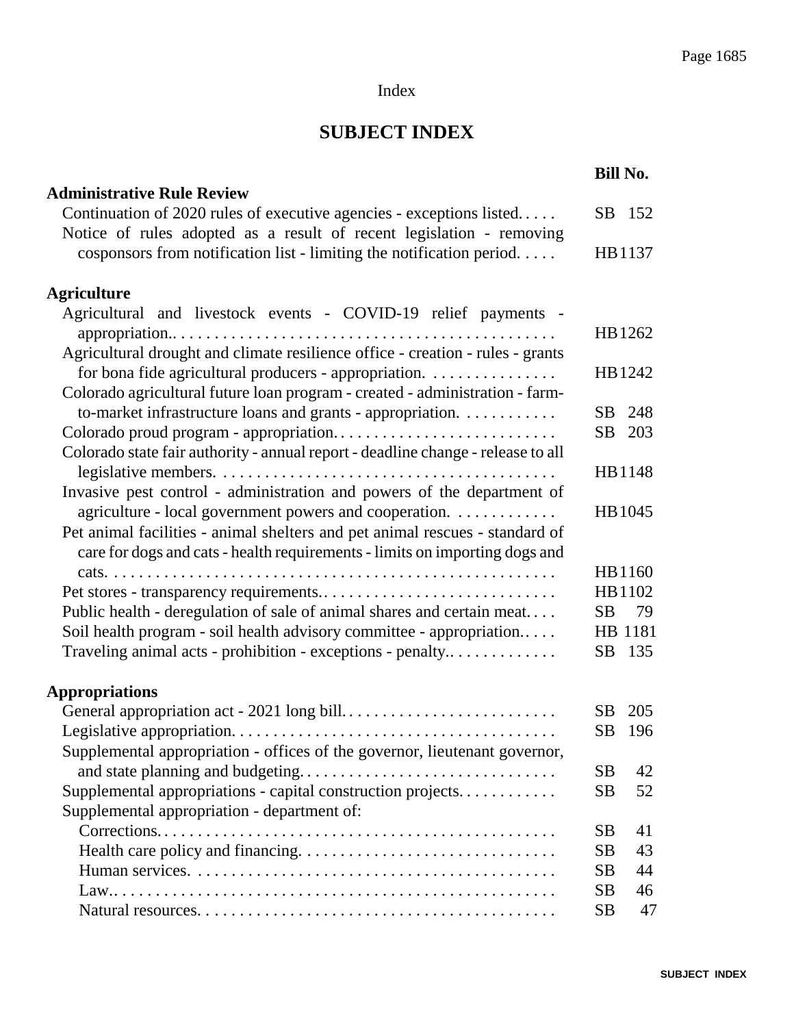Index

# SUBJECT INDEX

| | Bill No. |
|---|---|
| **Administrative Rule Review** | |
| Continuation of 2020 rules of executive agencies - exceptions listed. | SB 152 |
| Notice of rules adopted as a result of recent legislation - removing cosponsors from notification list - limiting the notification period. | HB 1137 |
| **Agriculture** | |
| Agricultural and livestock events - COVID-19 relief payments - appropriation.. | HB 1262 |
| Agricultural drought and climate resilience office - creation - rules - grants for bona fide agricultural producers - appropriation. | HB 1242 |
| Colorado agricultural future loan program - created - administration - farm-to-market infrastructure loans and grants - appropriation. | SB 248 |
| Colorado proud program - appropriation. | SB 203 |
| Colorado state fair authority - annual report - deadline change - release to all legislative members. | HB 1148 |
| Invasive pest control - administration and powers of the department of agriculture - local government powers and cooperation. | HB 1045 |
| Pet animal facilities - animal shelters and pet animal rescues - standard of care for dogs and cats - health requirements - limits on importing dogs and cats. | HB 1160 |
| Pet stores - transparency requirements.. | HB 1102 |
| Public health - deregulation of sale of animal shares and certain meat. | SB 79 |
| Soil health program - soil health advisory committee - appropriation.. | HB 1181 |
| Traveling animal acts - prohibition - exceptions - penalty.. | SB 135 |
| **Appropriations** | |
| General appropriation act - 2021 long bill. | SB 205 |
| Legislative appropriation. | SB 196 |
| Supplemental appropriation - offices of the governor, lieutenant governor, and state planning and budgeting. | SB 42 |
| Supplemental appropriations - capital construction projects. | SB 52 |
| Supplemental appropriation - department of: | |
| Corrections. | SB 41 |
| Health care policy and financing. | SB 43 |
| Human services. | SB 44 |
| Law.. | SB 46 |
| Natural resources. | SB 47 |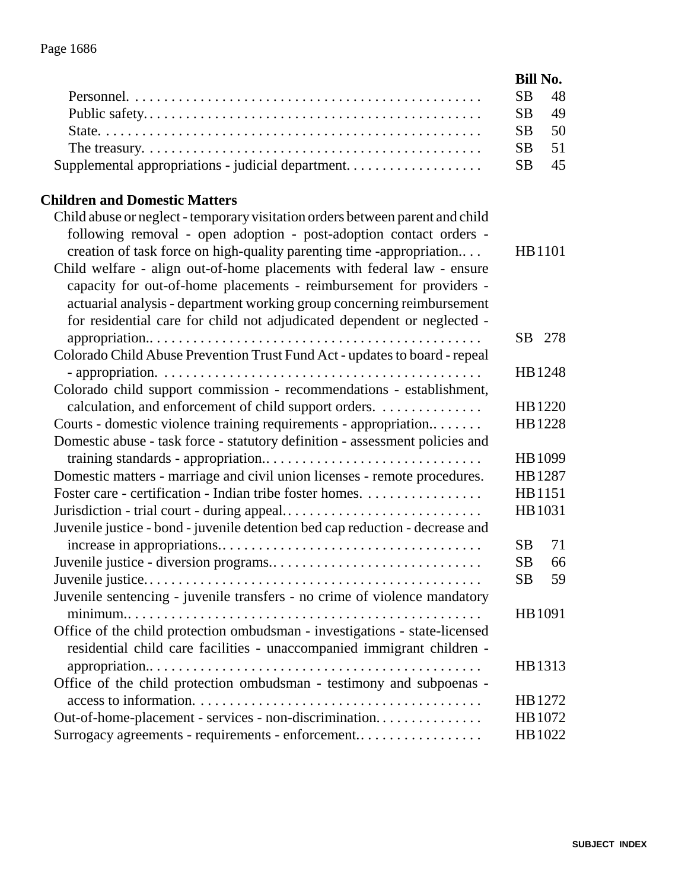| | Bill No. |
|---|---|
| Personnel. | SB 48 |
| Public safety. | SB 49 |
| State. | SB 50 |
| The treasury. | SB 51 |
| Supplemental appropriations - judicial department. | SB 45 |

## Children and Domestic Matters

| | Bill No. |
|---|---|
| Child abuse or neglect - temporary visitation orders between parent and child following removal - open adoption - post-adoption contact orders - creation of task force on high-quality parenting time -appropriation. | HB 1101 |
| Child welfare - align out-of-home placements with federal law - ensure capacity for out-of-home placements - reimbursement for providers - actuarial analysis - department working group concerning reimbursement for residential care for child not adjudicated dependent or neglected - appropriation. | SB 278 |
| Colorado Child Abuse Prevention Trust Fund Act - updates to board - repeal - appropriation. | HB 1248 |
| Colorado child support commission - recommendations - establishment, calculation, and enforcement of child support orders. | HB 1220 |
| Courts - domestic violence training requirements - appropriation. | HB 1228 |
| Domestic abuse - task force - statutory definition - assessment policies and training standards - appropriation. | HB 1099 |
| Domestic matters - marriage and civil union licenses - remote procedures. | HB 1287 |
| Foster care - certification - Indian tribe foster homes. | HB 1151 |
| Jurisdiction - trial court - during appeal. | HB 1031 |
| Juvenile justice - bond - juvenile detention bed cap reduction - decrease and increase in appropriations. | SB 71 |
| Juvenile justice - diversion programs. | SB 66 |
| Juvenile justice. | SB 59 |
| Juvenile sentencing - juvenile transfers - no crime of violence mandatory minimum. | HB 1091 |
| Office of the child protection ombudsman - investigations - state-licensed residential child care facilities - unaccompanied immigrant children - appropriation. | HB 1313 |
| Office of the child protection ombudsman - testimony and subpoenas - access to information. | HB 1272 |
| Out-of-home-placement - services - non-discrimination. | HB 1072 |
| Surrogacy agreements - requirements - enforcement. | HB 1022 |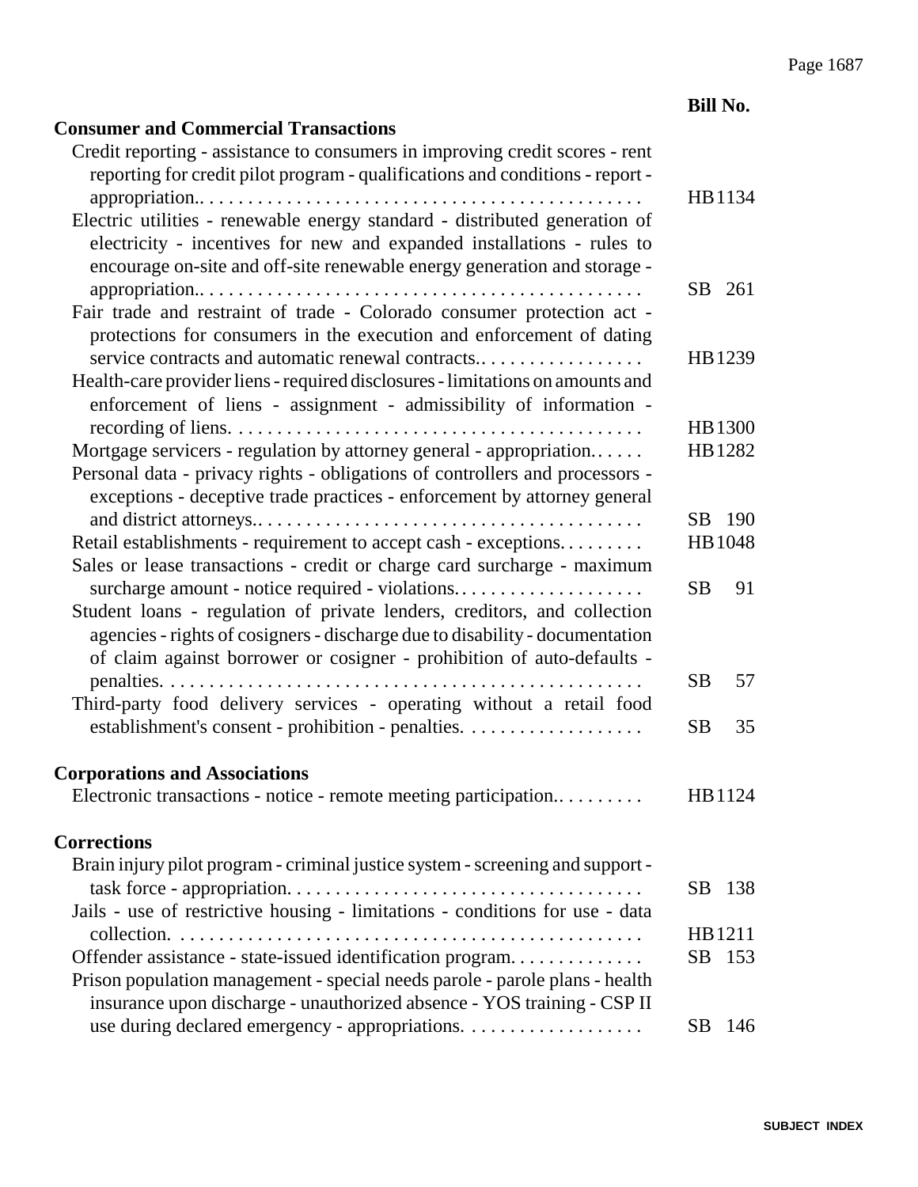| | Bill No. |
|---|---|
| **Consumer and Commercial Transactions** | |
| Credit reporting - assistance to consumers in improving credit scores - rent reporting for credit pilot program - qualifications and conditions - report - appropriation. | HB1134 |
| Electric utilities - renewable energy standard - distributed generation of electricity - incentives for new and expanded installations - rules to encourage on-site and off-site renewable energy generation and storage - appropriation. | SB 261 |
| Fair trade and restraint of trade - Colorado consumer protection act - protections for consumers in the execution and enforcement of dating service contracts and automatic renewal contracts. | HB1239 |
| Health-care provider liens - required disclosures - limitations on amounts and enforcement of liens - assignment - admissibility of information - recording of liens. | HB1300 |
| Mortgage servicers - regulation by attorney general - appropriation. | HB1282 |
| Personal data - privacy rights - obligations of controllers and processors - exceptions - deceptive trade practices - enforcement by attorney general and district attorneys. | SB 190 |
| Retail establishments - requirement to accept cash - exceptions. | HB1048 |
| Sales or lease transactions - credit or charge card surcharge - maximum surcharge amount - notice required - violations. | SB 91 |
| Student loans - regulation of private lenders, creditors, and collection agencies - rights of cosigners - discharge due to disability - documentation of claim against borrower or cosigner - prohibition of auto-defaults - penalties. | SB 57 |
| Third-party food delivery services - operating without a retail food establishment's consent - prohibition - penalties. | SB 35 |
| **Corporations and Associations** | |
| Electronic transactions - notice - remote meeting participation. | HB1124 |
| **Corrections** | |
| Brain injury pilot program - criminal justice system - screening and support - task force - appropriation. | SB 138 |
| Jails - use of restrictive housing - limitations - conditions for use - data collection. | HB1211 |
| Offender assistance - state-issued identification program. | SB 153 |
| Prison population management - special needs parole - parole plans - health insurance upon discharge - unauthorized absence - YOS training - CSP II use during declared emergency - appropriations. | SB 146 |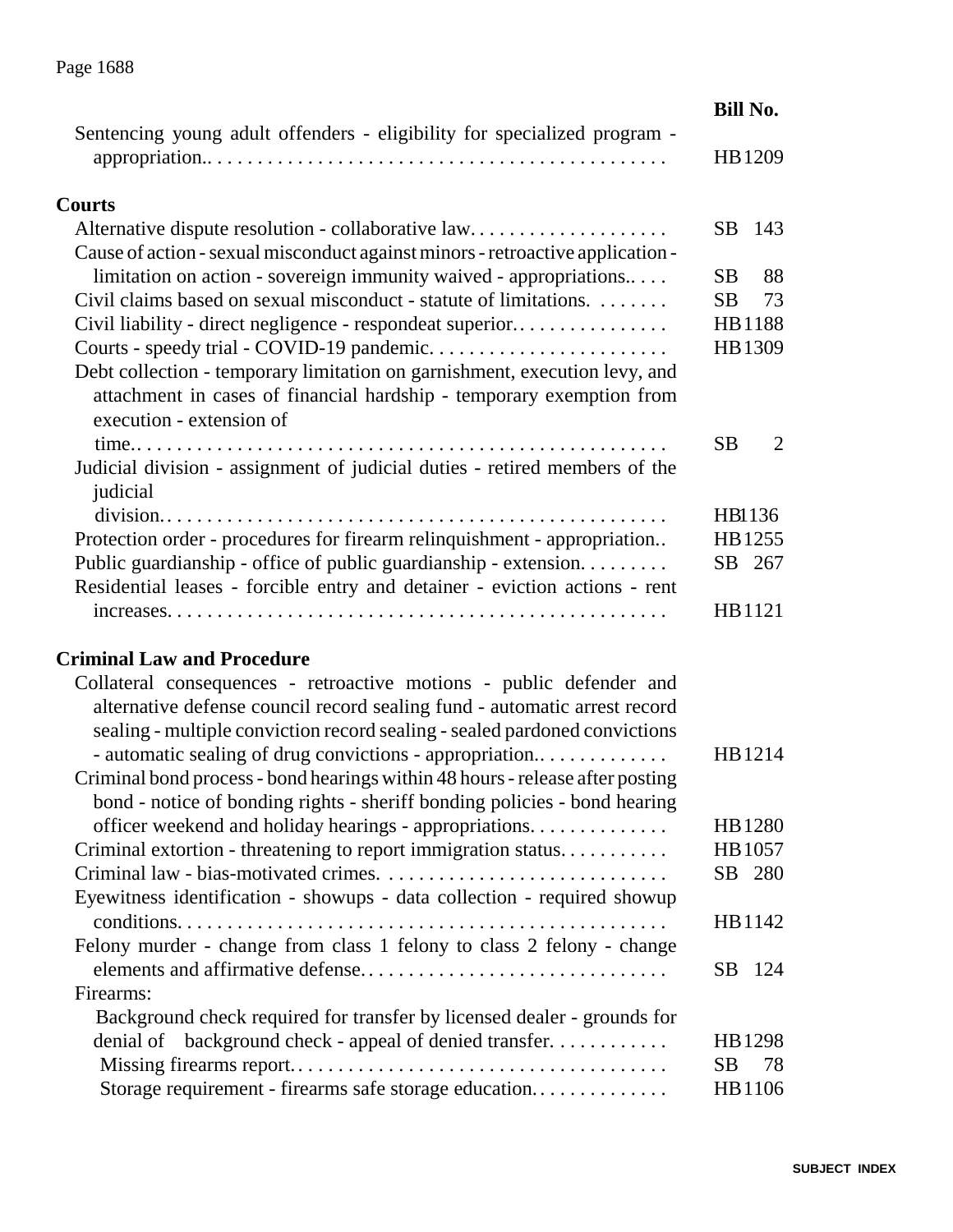| | Bill No. |
|---|---|
| Sentencing young adult offenders - eligibility for specialized program - appropriation. | HB 1209 |

**Courts**

| | Bill No. |
|---|---|
| Alternative dispute resolution - collaborative law. | SB 143 |
| Cause of action - sexual misconduct against minors - retroactive application - limitation on action - sovereign immunity waived - appropriations. | SB 88 |
| Civil claims based on sexual misconduct - statute of limitations. | SB 73 |
| Civil liability - direct negligence - respondeat superior. | HB 1188 |
| Courts - speedy trial - COVID-19 pandemic. | HB 1309 |
| Debt collection - temporary limitation on garnishment, execution levy, and attachment in cases of financial hardship - temporary exemption from execution - extension of time. | SB 2 |
| Judicial division - assignment of judicial duties - retired members of the judicial division. | HB 1136 |
| Protection order - procedures for firearm relinquishment - appropriation. | HB 1255 |
| Public guardianship - office of public guardianship - extension. | SB 267 |
| Residential leases - forcible entry and detainer - eviction actions - rent increases. | HB 1121 |

**Criminal Law and Procedure**

| | Bill No. |
|---|---|
| Collateral consequences - retroactive motions - public defender and alternative defense council record sealing fund - automatic arrest record sealing - multiple conviction record sealing - sealed pardoned convictions - automatic sealing of drug convictions - appropriation. | HB 1214 |
| Criminal bond process - bond hearings within 48 hours - release after posting bond - notice of bonding rights - sheriff bonding policies - bond hearing officer weekend and holiday hearings - appropriations. | HB 1280 |
| Criminal extortion - threatening to report immigration status. | HB 1057 |
| Criminal law - bias-motivated crimes. | SB 280 |
| Eyewitness identification - showups - data collection - required showup conditions. | HB 1142 |
| Felony murder - change from class 1 felony to class 2 felony - change elements and affirmative defense. | SB 124 |
| Firearms: | |
| Background check required for transfer by licensed dealer - grounds for denial of background check - appeal of denied transfer. | HB 1298 |
| Missing firearms report. | SB 78 |
| Storage requirement - firearms safe storage education. | HB 1106 |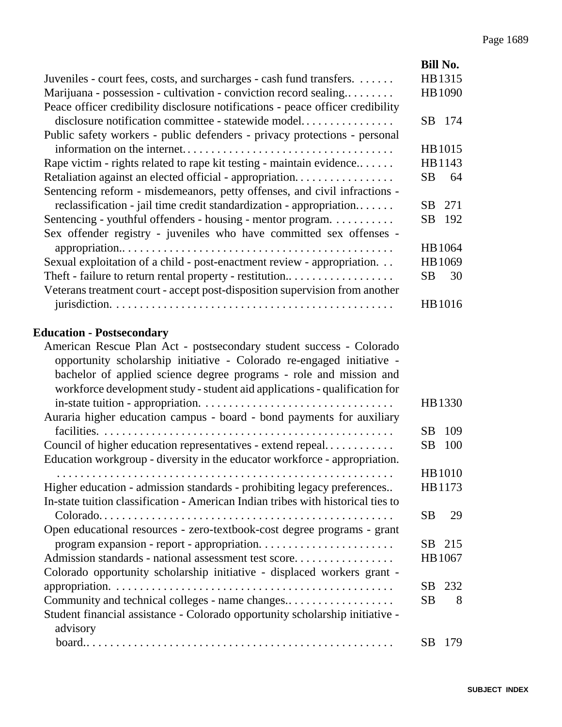| | Bill No. |
|---|---|
| Juveniles - court fees, costs, and surcharges - cash fund transfers. | HB1315 |
| Marijuana - possession - cultivation - conviction record sealing. | HB1090 |
| Peace officer credibility disclosure notifications - peace officer credibility disclosure notification committee - statewide model. | SB 174 |
| Public safety workers - public defenders - privacy protections - personal information on the internet. | HB1015 |
| Rape victim - rights related to rape kit testing - maintain evidence. | HB1143 |
| Retaliation against an elected official - appropriation. | SB 64 |
| Sentencing reform - misdemeanors, petty offenses, and civil infractions - reclassification - jail time credit standardization - appropriation. | SB 271 |
| Sentencing - youthful offenders - housing - mentor program. | SB 192 |
| Sex offender registry - juveniles who have committed sex offenses - appropriation. | HB1064 |
| Sexual exploitation of a child - post-enactment review - appropriation. | HB1069 |
| Theft - failure to return rental property - restitution. | SB 30 |
| Veterans treatment court - accept post-disposition supervision from another jurisdiction. | HB1016 |

## Education - Postsecondary

| | |
|---|---|
| American Rescue Plan Act - postsecondary student success - Colorado opportunity scholarship initiative - Colorado re-engaged initiative - bachelor of applied science degree programs - role and mission and workforce development study - student aid applications - qualification for in-state tuition - appropriation. | HB1330 |
| Auraria higher education campus - board - bond payments for auxiliary facilities. | SB 109 |
| Council of higher education representatives - extend repeal. | SB 100 |
| Education workgroup - diversity in the educator workforce - appropriation. | HB1010 |
| Higher education - admission standards - prohibiting legacy preferences. | HB1173 |
| In-state tuition classification - American Indian tribes with historical ties to Colorado. | SB 29 |
| Open educational resources - zero-textbook-cost degree programs - grant program expansion - report - appropriation. | SB 215 |
| Admission standards - national assessment test score. | HB1067 |
| Colorado opportunity scholarship initiative - displaced workers grant - appropriation. | SB 232 |
| Community and technical colleges - name changes. | SB 8 |
| Student financial assistance - Colorado opportunity scholarship initiative - advisory board. | SB 179 |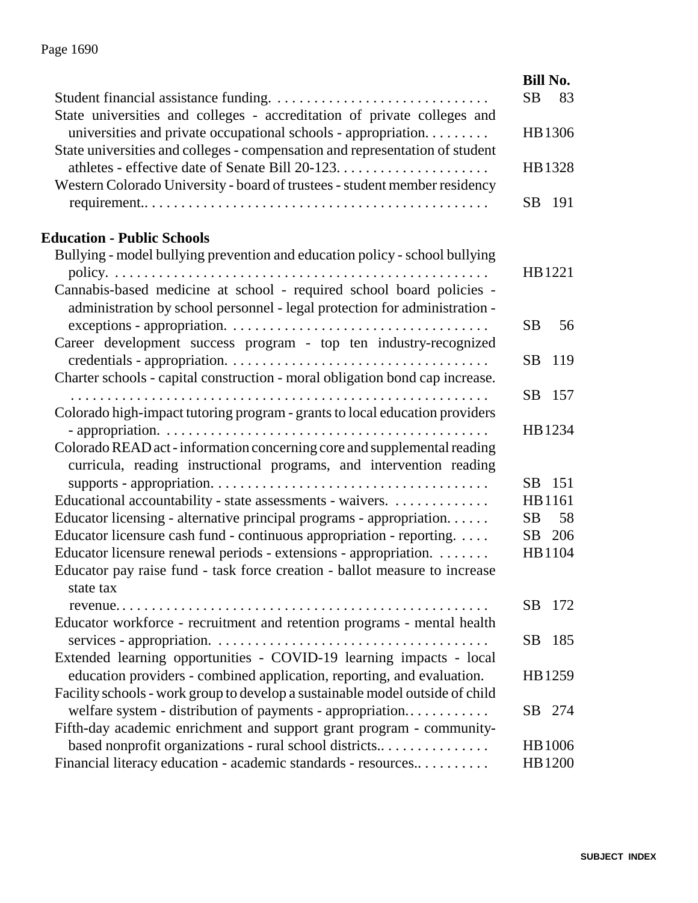| | Bill No. |
|---|---|
| Student financial assistance funding. | SB 83 |
| State universities and colleges - accreditation of private colleges and universities and private occupational schools - appropriation. | HB1306 |
| State universities and colleges - compensation and representation of student athletes - effective date of Senate Bill 20-123. | HB1328 |
| Western Colorado University - board of trustees - student member residency requirement.. | SB 191 |

## Education - Public Schools

| | |
|---|---|
| Bullying - model bullying prevention and education policy - school bullying policy. | HB1221 |
| Cannabis-based medicine at school - required school board policies - administration by school personnel - legal protection for administration - exceptions - appropriation. | SB 56 |
| Career development success program - top ten industry-recognized credentials - appropriation. | SB 119 |
| Charter schools - capital construction - moral obligation bond cap increase. | SB 157 |
| Colorado high-impact tutoring program - grants to local education providers - appropriation. | HB1234 |
| Colorado READ act - information concerning core and supplemental reading curricula, reading instructional programs, and intervention reading supports - appropriation. | SB 151 |
| Educational accountability - state assessments - waivers. | HB1161 |
| Educator licensing - alternative principal programs - appropriation. | SB 58 |
| Educator licensure cash fund - continuous appropriation - reporting. | SB 206 |
| Educator licensure renewal periods - extensions - appropriation. | HB1104 |
| Educator pay raise fund - task force creation - ballot measure to increase state tax revenue. | SB 172 |
| Educator workforce - recruitment and retention programs - mental health services - appropriation. | SB 185 |
| Extended learning opportunities - COVID-19 learning impacts - local education providers - combined application, reporting, and evaluation. | HB1259 |
| Facility schools - work group to develop a sustainable model outside of child welfare system - distribution of payments - appropriation. | SB 274 |
| Fifth-day academic enrichment and support grant program - community-based nonprofit organizations - rural school districts.. | HB1006 |
| Financial literacy education - academic standards - resources.. | HB1200 |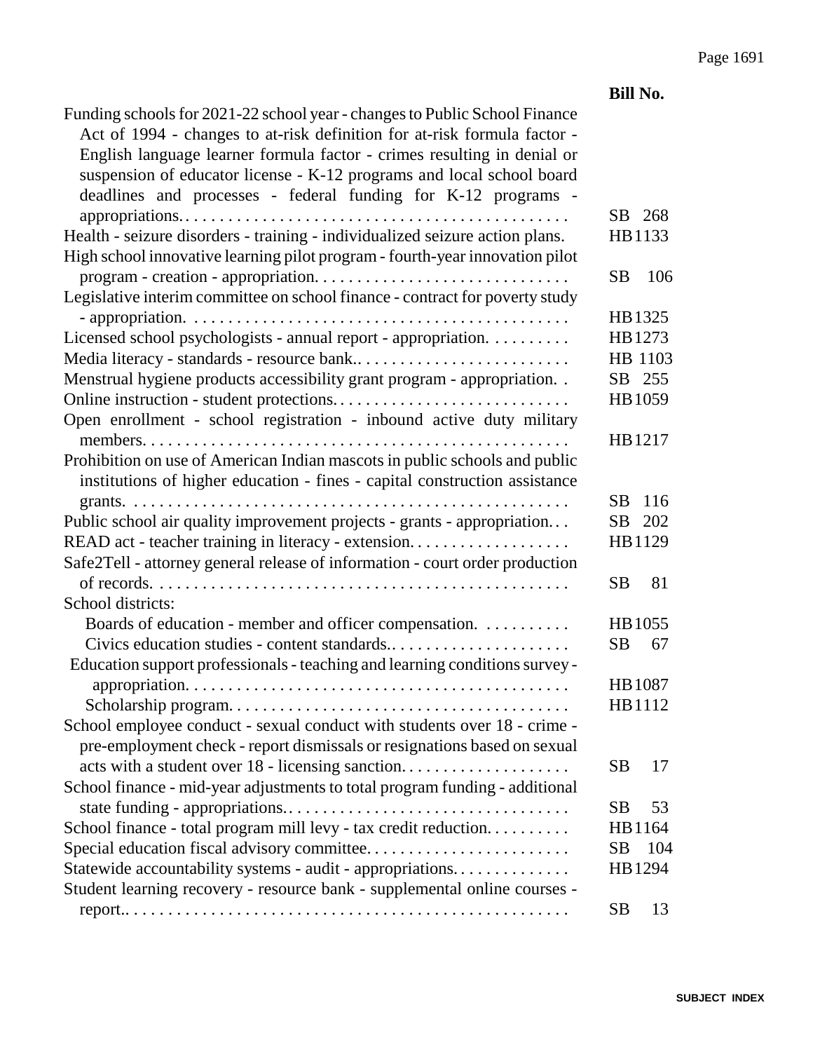| | Bill No. |
|---|---|
| Funding schools for 2021-22 school year - changes to Public School Finance Act of 1994 - changes to at-risk definition for at-risk formula factor - English language learner formula factor - crimes resulting in denial or suspension of educator license - K-12 programs and local school board deadlines and processes - federal funding for K-12 programs - appropriations. | SB 268 |
| Health - seizure disorders - training - individualized seizure action plans. | HB1133 |
| High school innovative learning pilot program - fourth-year innovation pilot program - creation - appropriation. | SB 106 |
| Legislative interim committee on school finance - contract for poverty study - appropriation. | HB1325 |
| Licensed school psychologists - annual report - appropriation. | HB1273 |
| Media literacy - standards - resource bank.. | HB 1103 |
| Menstrual hygiene products accessibility grant program - appropriation. | SB 255 |
| Online instruction - student protections. | HB1059 |
| Open enrollment - school registration - inbound active duty military members. | HB1217 |
| Prohibition on use of American Indian mascots in public schools and public institutions of higher education - fines - capital construction assistance grants. | SB 116 |
| Public school air quality improvement projects - grants - appropriation. | SB 202 |
| READ act - teacher training in literacy - extension. | HB1129 |
| Safe2Tell - attorney general release of information - court order production of records. | SB 81 |
| School districts: | |
| Boards of education - member and officer compensation. | HB1055 |
| Civics education studies - content standards.. | SB 67 |
| Education support professionals - teaching and learning conditions survey - appropriation. | HB1087 |
| Scholarship program. | HB1112 |
| School employee conduct - sexual conduct with students over 18 - crime - pre-employment check - report dismissals or resignations based on sexual acts with a student over 18 - licensing sanction. | SB 17 |
| School finance - mid-year adjustments to total program funding - additional state funding - appropriations. | SB 53 |
| School finance - total program mill levy - tax credit reduction. | HB1164 |
| Special education fiscal advisory committee. | SB 104 |
| Statewide accountability systems - audit - appropriations. | HB1294 |
| Student learning recovery - resource bank - supplemental online courses - report.. | SB 13 |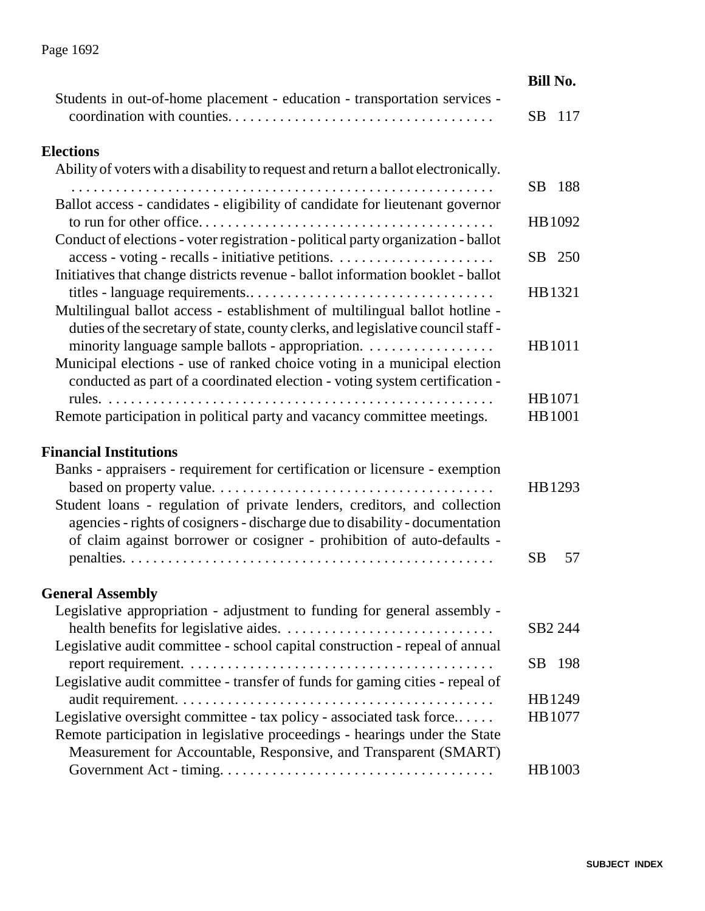| | Bill No. |
|---|---|
| Students in out-of-home placement - education - transportation services - coordination with counties. | SB 117 |

## Elections

| | Bill No. |
|---|---|
| Ability of voters with a disability to request and return a ballot electronically. | SB 188 |
| Ballot access - candidates - eligibility of candidate for lieutenant governor to run for other office. | HB1092 |
| Conduct of elections - voter registration - political party organization - ballot access - voting - recalls - initiative petitions. | SB 250 |
| Initiatives that change districts revenue - ballot information booklet - ballot titles - language requirements. | HB1321 |
| Multilingual ballot access - establishment of multilingual ballot hotline - duties of the secretary of state, county clerks, and legislative council staff - minority language sample ballots - appropriation. | HB1011 |
| Municipal elections - use of ranked choice voting in a municipal election conducted as part of a coordinated election - voting system certification - rules. | HB1071 |
| Remote participation in political party and vacancy committee meetings. | HB1001 |

## Financial Institutions

| | Bill No. |
|---|---|
| Banks - appraisers - requirement for certification or licensure - exemption based on property value. | HB1293 |
| Student loans - regulation of private lenders, creditors, and collection agencies - rights of cosigners - discharge due to disability - documentation of claim against borrower or cosigner - prohibition of auto-defaults - penalties. | SB 57 |

## General Assembly

| | Bill No. |
|---|---|
| Legislative appropriation - adjustment to funding for general assembly - health benefits for legislative aides. | SB2 244 |
| Legislative audit committee - school capital construction - repeal of annual report requirement. | SB 198 |
| Legislative audit committee - transfer of funds for gaming cities - repeal of audit requirement. | HB1249 |
| Legislative oversight committee - tax policy - associated task force. | HB1077 |
| Remote participation in legislative proceedings - hearings under the State Measurement for Accountable, Responsive, and Transparent (SMART) Government Act - timing. | HB1003 |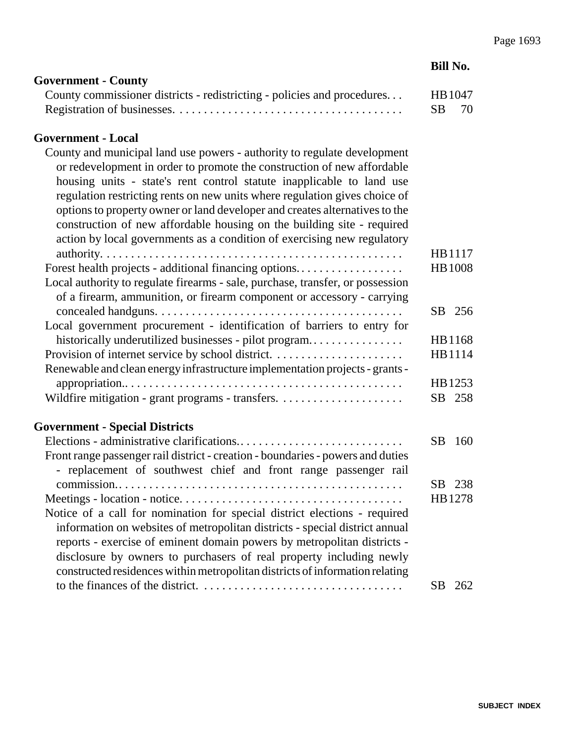| | Bill No. |
|---|---|
| **Government - County** | |
| County commissioner districts - redistricting - policies and procedures. . . | HB 1047 |
| Registration of businesses. | SB 70 |
| **Government - Local** | |
| County and municipal land use powers - authority to regulate development or redevelopment in order to promote the construction of new affordable housing units - state's rent control statute inapplicable to land use regulation restricting rents on new units where regulation gives choice of options to property owner or land developer and creates alternatives to the construction of new affordable housing on the building site - required action by local governments as a condition of exercising new regulatory authority. | HB 1117 |
| Forest health projects - additional financing options. | HB 1008 |
| Local authority to regulate firearms - sale, purchase, transfer, or possession of a firearm, ammunition, or firearm component or accessory - carrying concealed handguns. | SB 256 |
| Local government procurement - identification of barriers to entry for historically underutilized businesses - pilot program. | HB 1168 |
| Provision of internet service by school district. | HB 1114 |
| Renewable and clean energy infrastructure implementation projects - grants - appropriation.. | HB 1253 |
| Wildfire mitigation - grant programs - transfers. | SB 258 |
| **Government - Special Districts** | |
| Elections - administrative clarifications. | SB 160 |
| Front range passenger rail district - creation - boundaries - powers and duties - replacement of southwest chief and front range passenger rail commission. | SB 238 |
| Meetings - location - notice. | HB 1278 |
| Notice of a call for nomination for special district elections - required information on websites of metropolitan districts - special district annual reports - exercise of eminent domain powers by metropolitan districts - disclosure by owners to purchasers of real property including newly constructed residences within metropolitan districts of information relating to the finances of the district. | SB 262 |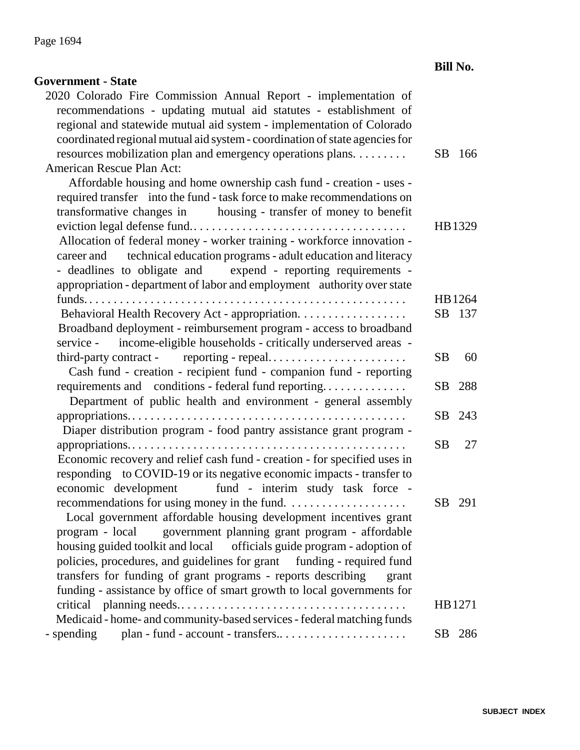**Bill No.**

**Government - State**

2020 Colorado Fire Commission Annual Report - implementation of recommendations - updating mutual aid statutes - establishment of regional and statewide mutual aid system - implementation of Colorado coordinated regional mutual aid system - coordination of state agencies for resources mobilization plan and emergency operations plans. . . . . . . . . SB 166

American Rescue Plan Act:

- Affordable housing and home ownership cash fund - creation - uses - required transfer into the fund - task force to make recommendations on transformative changes in housing - transfer of money to benefit eviction legal defense fund. . . . . . . . . . . . . . . . . . . . . . . . . . . . . . . . . . . . HB 1329
- Allocation of federal money - worker training - workforce innovation - career and technical education programs - adult education and literacy - deadlines to obligate and expend - reporting requirements - appropriation - department of labor and employment authority over state funds. . . . . . . . . . . . . . . . . . . . . . . . . . . . . . . . . . . . . . . . . . . . . . . . . . . . HB 1264
- Behavioral Health Recovery Act - appropriation. . . . . . . . . . . . . . . . . . SB 137
- Broadband deployment - reimbursement program - access to broadband service - income-eligible households - critically underserved areas - third-party contract - reporting - repeal. . . . . . . . . . . . . . . . . . . . . . . SB 60
- Cash fund - creation - recipient fund - companion fund - reporting requirements and conditions - federal fund reporting. . . . . . . . . . . . . . SB 288
- Department of public health and environment - general assembly appropriations. . . . . . . . . . . . . . . . . . . . . . . . . . . . . . . . . . . . . . . . . . . . . SB 243
- Diaper distribution program - food pantry assistance grant program - appropriations. . . . . . . . . . . . . . . . . . . . . . . . . . . . . . . . . . . . . . . . . . . . . SB 27
- Economic recovery and relief cash fund - creation - for specified uses in responding to COVID-19 or its negative economic impacts - transfer to economic development fund - interim study task force - recommendations for using money in the fund. . . . . . . . . . . . . . . . . . . . SB 291
- Local government affordable housing development incentives grant program - local government planning grant program - affordable housing guided toolkit and local officials guide program - adoption of policies, procedures, and guidelines for grant funding - required fund transfers for funding of grant programs - reports describing grant funding - assistance by office of smart growth to local governments for critical planning needs. . . . . . . . . . . . . . . . . . . . . . . . . . . . . . . . . . . . . HB 1271
- Medicaid - home- and community-based services - federal matching funds - spending plan - fund - account - transfers. . . . . . . . . . . . . . . . . . . . . . SB 286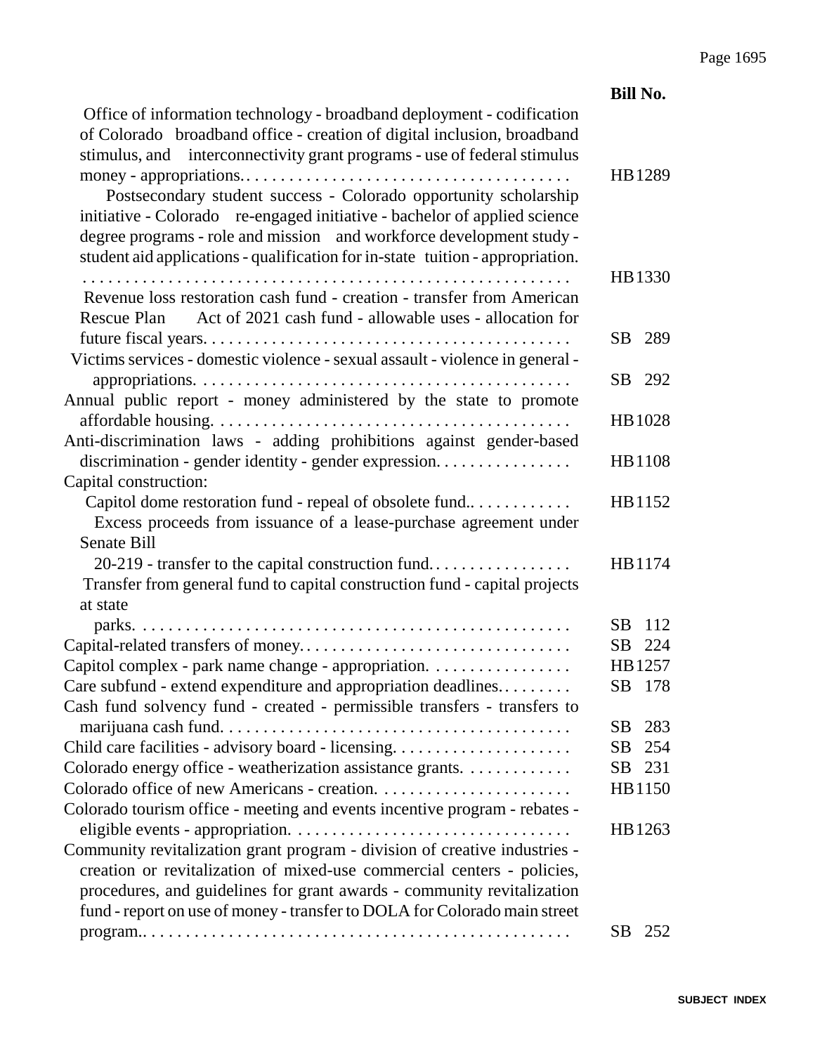| | Bill No. |
|---|---|
| Office of information technology - broadband deployment - codification of Colorado broadband office - creation of digital inclusion, broadband stimulus, and interconnectivity grant programs - use of federal stimulus money - appropriations. | HB1289 |
| Postsecondary student success - Colorado opportunity scholarship initiative - Colorado re-engaged initiative - bachelor of applied science degree programs - role and mission and workforce development study - student aid applications - qualification for in-state tuition - appropriation. | HB1330 |
| Revenue loss restoration cash fund - creation - transfer from American Rescue Plan Act of 2021 cash fund - allowable uses - allocation for future fiscal years. | SB 289 |
| Victims services - domestic violence - sexual assault - violence in general - appropriations. | SB 292 |
| Annual public report - money administered by the state to promote affordable housing. | HB1028 |
| Anti-discrimination laws - adding prohibitions against gender-based discrimination - gender identity - gender expression. | HB1108 |
| Capital construction: | |
| Capitol dome restoration fund - repeal of obsolete fund. | HB1152 |
| Excess proceeds from issuance of a lease-purchase agreement under Senate Bill 20-219 - transfer to the capital construction fund. | HB1174 |
| Transfer from general fund to capital construction fund - capital projects at state parks. | SB 112 |
| Capital-related transfers of money. | SB 224 |
| Capitol complex - park name change - appropriation. | HB1257 |
| Care subfund - extend expenditure and appropriation deadlines. | SB 178 |
| Cash fund solvency fund - created - permissible transfers - transfers to marijuana cash fund. | SB 283 |
| Child care facilities - advisory board - licensing. | SB 254 |
| Colorado energy office - weatherization assistance grants. | SB 231 |
| Colorado office of new Americans - creation. | HB1150 |
| Colorado tourism office - meeting and events incentive program - rebates - eligible events - appropriation. | HB1263 |
| Community revitalization grant program - division of creative industries - creation or revitalization of mixed-use commercial centers - policies, procedures, and guidelines for grant awards - community revitalization fund - report on use of money - transfer to DOLA for Colorado main street program. | SB 252 |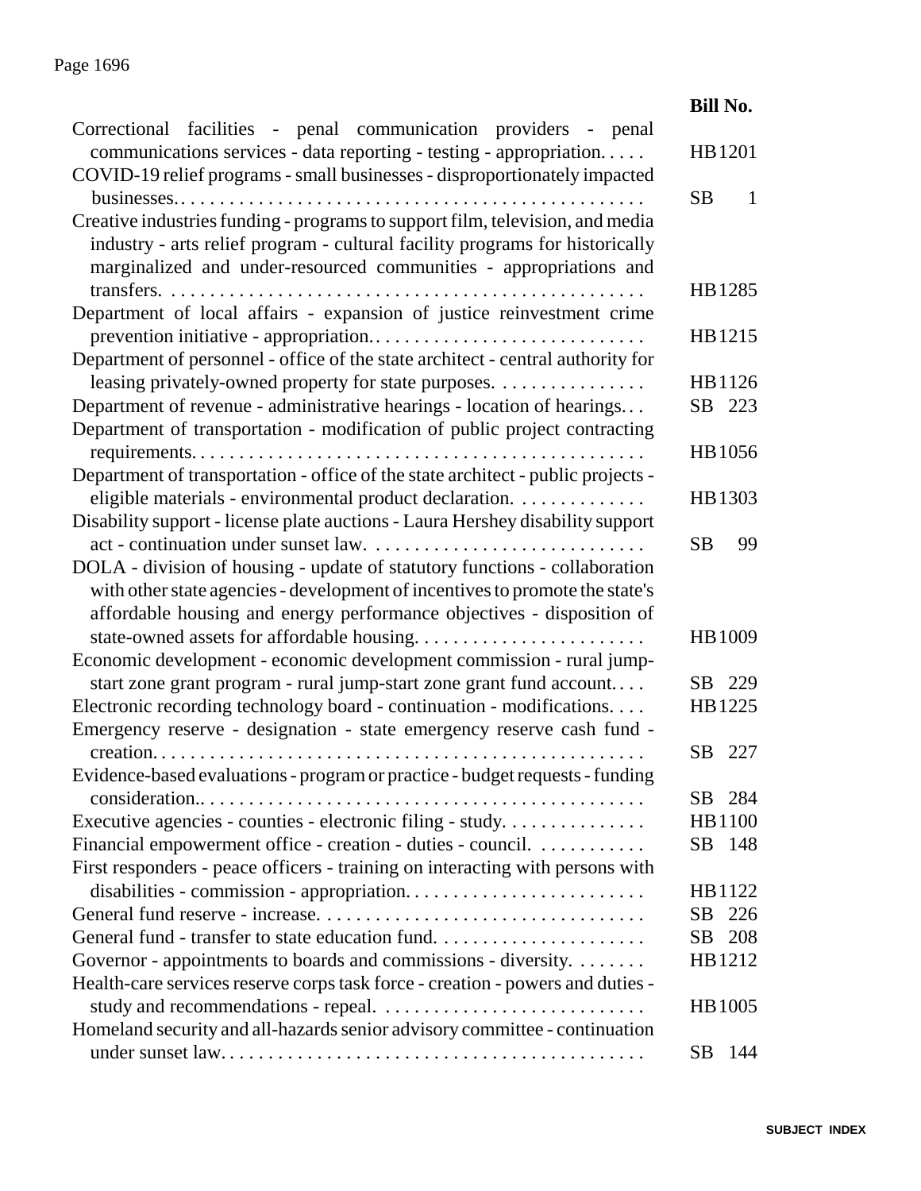| | Bill No. |
|---|---|
| Correctional facilities - penal communication providers - penal communications services - data reporting - testing - appropriation. | HB1201 |
| COVID-19 relief programs - small businesses - disproportionately impacted businesses. | SB 1 |
| Creative industries funding - programs to support film, television, and media industry - arts relief program - cultural facility programs for historically marginalized and under-resourced communities - appropriations and transfers. | HB1285 |
| Department of local affairs - expansion of justice reinvestment crime prevention initiative - appropriation. | HB1215 |
| Department of personnel - office of the state architect - central authority for leasing privately-owned property for state purposes. | HB1126 |
| Department of revenue - administrative hearings - location of hearings. | SB 223 |
| Department of transportation - modification of public project contracting requirements. | HB1056 |
| Department of transportation - office of the state architect - public projects - eligible materials - environmental product declaration. | HB1303 |
| Disability support - license plate auctions - Laura Hershey disability support act - continuation under sunset law. | SB 99 |
| DOLA - division of housing - update of statutory functions - collaboration with other state agencies - development of incentives to promote the state's affordable housing and energy performance objectives - disposition of state-owned assets for affordable housing. | HB1009 |
| Economic development - economic development commission - rural jump-start zone grant program - rural jump-start zone grant fund account. | SB 229 |
| Electronic recording technology board - continuation - modifications. | HB1225 |
| Emergency reserve - designation - state emergency reserve cash fund - creation. | SB 227 |
| Evidence-based evaluations - program or practice - budget requests - funding consideration. | SB 284 |
| Executive agencies - counties - electronic filing - study. | HB1100 |
| Financial empowerment office - creation - duties - council. | SB 148 |
| First responders - peace officers - training on interacting with persons with disabilities - commission - appropriation. | HB1122 |
| General fund reserve - increase. | SB 226 |
| General fund - transfer to state education fund. | SB 208 |
| Governor - appointments to boards and commissions - diversity. | HB1212 |
| Health-care services reserve corps task force - creation - powers and duties - study and recommendations - repeal. | HB1005 |
| Homeland security and all-hazards senior advisory committee - continuation under sunset law. | SB 144 |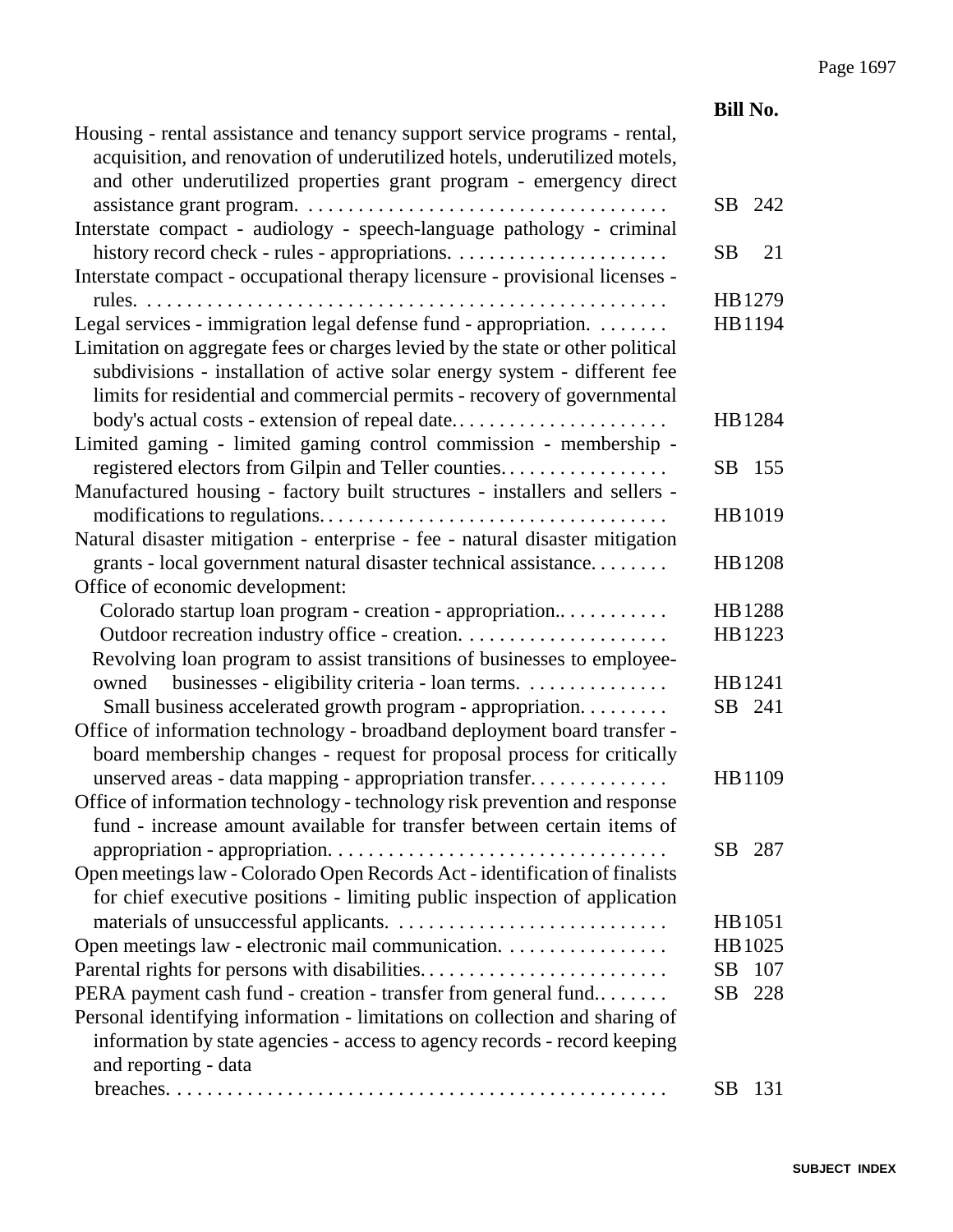| Subject | Bill No. |
|---|---|
| Housing - rental assistance and tenancy support service programs - rental, acquisition, and renovation of underutilized hotels, underutilized motels, and other underutilized properties grant program - emergency direct assistance grant program. | SB 242 |
| Interstate compact - audiology - speech-language pathology - criminal history record check - rules - appropriations. | SB 21 |
| Interstate compact - occupational therapy licensure - provisional licenses - rules. | HB1279 |
| Legal services - immigration legal defense fund - appropriation. | HB1194 |
| Limitation on aggregate fees or charges levied by the state or other political subdivisions - installation of active solar energy system - different fee limits for residential and commercial permits - recovery of governmental body's actual costs - extension of repeal date. | HB1284 |
| Limited gaming - limited gaming control commission - membership - registered electors from Gilpin and Teller counties. | SB 155 |
| Manufactured housing - factory built structures - installers and sellers - modifications to regulations. | HB1019 |
| Natural disaster mitigation - enterprise - fee - natural disaster mitigation grants - local government natural disaster technical assistance. | HB1208 |
| Office of economic development: | |
| Colorado startup loan program - creation - appropriation. | HB1288 |
| Outdoor recreation industry office - creation. | HB1223 |
| Revolving loan program to assist transitions of businesses to employee-owned businesses - eligibility criteria - loan terms. | HB1241 |
| Small business accelerated growth program - appropriation. | SB 241 |
| Office of information technology - broadband deployment board transfer - board membership changes - request for proposal process for critically unserved areas - data mapping - appropriation transfer. | HB1109 |
| Office of information technology - technology risk prevention and response fund - increase amount available for transfer between certain items of appropriation - appropriation. | SB 287 |
| Open meetings law - Colorado Open Records Act - identification of finalists for chief executive positions - limiting public inspection of application materials of unsuccessful applicants. | HB1051 |
| Open meetings law - electronic mail communication. | HB1025 |
| Parental rights for persons with disabilities. | SB 107 |
| PERA payment cash fund - creation - transfer from general fund. | SB 228 |
| Personal identifying information - limitations on collection and sharing of information by state agencies - access to agency records - record keeping and reporting - data breaches. | SB 131 |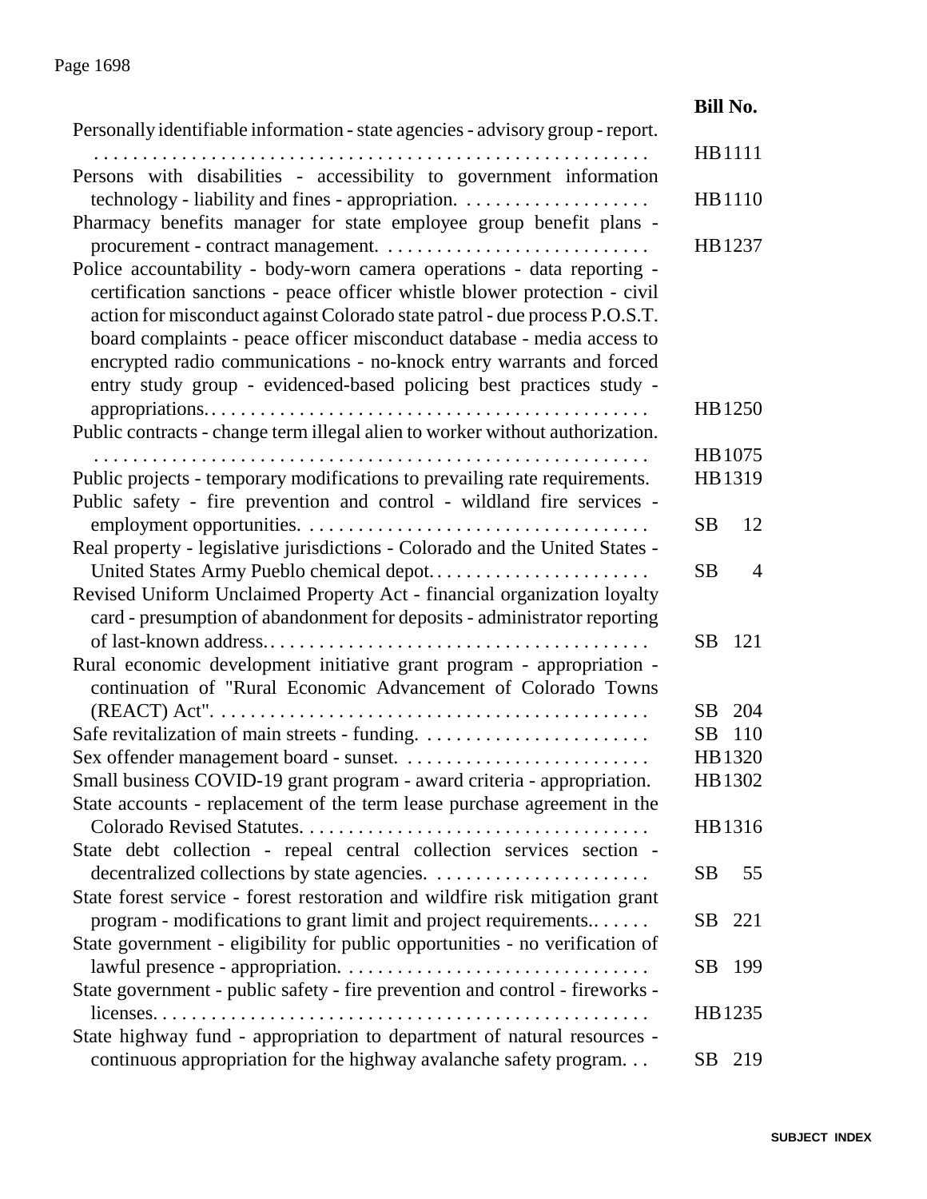| | Bill No. |
|---|---|
| Personally identifiable information - state agencies - advisory group - report. | HB1111 |
| Persons with disabilities - accessibility to government information technology - liability and fines - appropriation. | HB1110 |
| Pharmacy benefits manager for state employee group benefit plans - procurement - contract management. | HB1237 |
| Police accountability - body-worn camera operations - data reporting - certification sanctions - peace officer whistle blower protection - civil action for misconduct against Colorado state patrol - due process P.O.S.T. board complaints - peace officer misconduct database - media access to encrypted radio communications - no-knock entry warrants and forced entry study group - evidenced-based policing best practices study - appropriations. | HB1250 |
| Public contracts - change term illegal alien to worker without authorization. | HB1075 |
| Public projects - temporary modifications to prevailing rate requirements. | HB1319 |
| Public safety - fire prevention and control - wildland fire services - employment opportunities. | SB 12 |
| Real property - legislative jurisdictions - Colorado and the United States - United States Army Pueblo chemical depot. | SB 4 |
| Revised Uniform Unclaimed Property Act - financial organization loyalty card - presumption of abandonment for deposits - administrator reporting of last-known address. | SB 121 |
| Rural economic development initiative grant program - appropriation - continuation of "Rural Economic Advancement of Colorado Towns (REACT) Act". | SB 204 |
| Safe revitalization of main streets - funding. | SB 110 |
| Sex offender management board - sunset. | HB1320 |
| Small business COVID-19 grant program - award criteria - appropriation. | HB1302 |
| State accounts - replacement of the term lease purchase agreement in the Colorado Revised Statutes. | HB1316 |
| State debt collection - repeal central collection services section - decentralized collections by state agencies. | SB 55 |
| State forest service - forest restoration and wildfire risk mitigation grant program - modifications to grant limit and project requirements. | SB 221 |
| State government - eligibility for public opportunities - no verification of lawful presence - appropriation. | SB 199 |
| State government - public safety - fire prevention and control - fireworks - licenses. | HB1235 |
| State highway fund - appropriation to department of natural resources - continuous appropriation for the highway avalanche safety program. | SB 219 |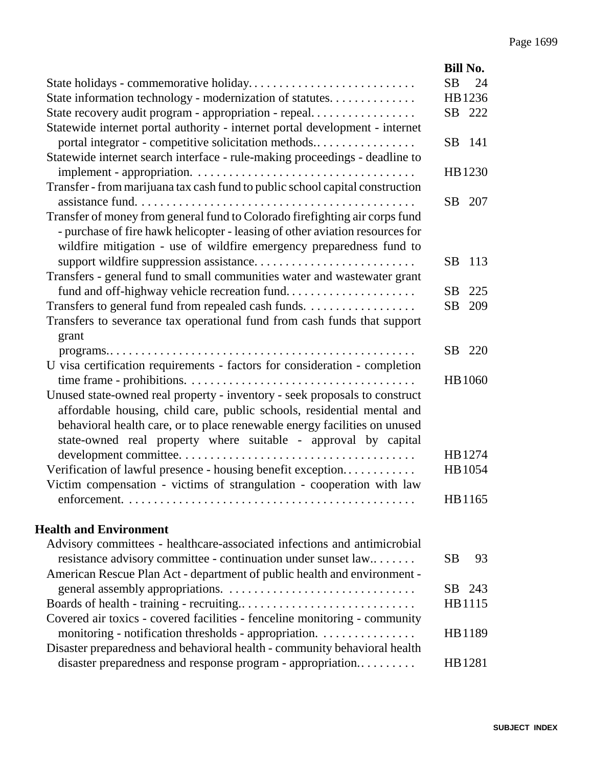| | Bill No. |
|---|---|
| State holidays - commemorative holiday. | SB 24 |
| State information technology - modernization of statutes. | HB1236 |
| State recovery audit program - appropriation - repeal. | SB 222 |
| Statewide internet portal authority - internet portal development - internet portal integrator - competitive solicitation methods.. | SB 141 |
| Statewide internet search interface - rule-making proceedings - deadline to implement - appropriation. | HB1230 |
| Transfer - from marijuana tax cash fund to public school capital construction assistance fund. | SB 207 |
| Transfer of money from general fund to Colorado firefighting air corps fund - purchase of fire hawk helicopter - leasing of other aviation resources for wildfire mitigation - use of wildfire emergency preparedness fund to support wildfire suppression assistance. | SB 113 |
| Transfers - general fund to small communities water and wastewater grant fund and off-highway vehicle recreation fund. | SB 225 |
| Transfers to general fund from repealed cash funds. | SB 209 |
| Transfers to severance tax operational fund from cash funds that support grant programs.. | SB 220 |
| U visa certification requirements - factors for consideration - completion time frame - prohibitions. | HB1060 |
| Unused state-owned real property - inventory - seek proposals to construct affordable housing, child care, public schools, residential mental and behavioral health care, or to place renewable energy facilities on unused state-owned real property where suitable - approval by capital development committee. | HB1274 |
| Verification of lawful presence - housing benefit exception. | HB1054 |
| Victim compensation - victims of strangulation - cooperation with law enforcement. | HB1165 |

## Health and Environment

| | Bill No. |
|---|---|
| Advisory committees - healthcare-associated infections and antimicrobial resistance advisory committee - continuation under sunset law.. | SB 93 |
| American Rescue Plan Act - department of public health and environment - general assembly appropriations. | SB 243 |
| Boards of health - training - recruiting.. | HB1115 |
| Covered air toxics - covered facilities - fenceline monitoring - community monitoring - notification thresholds - appropriation. | HB1189 |
| Disaster preparedness and behavioral health - community behavioral health disaster preparedness and response program - appropriation.. | HB1281 |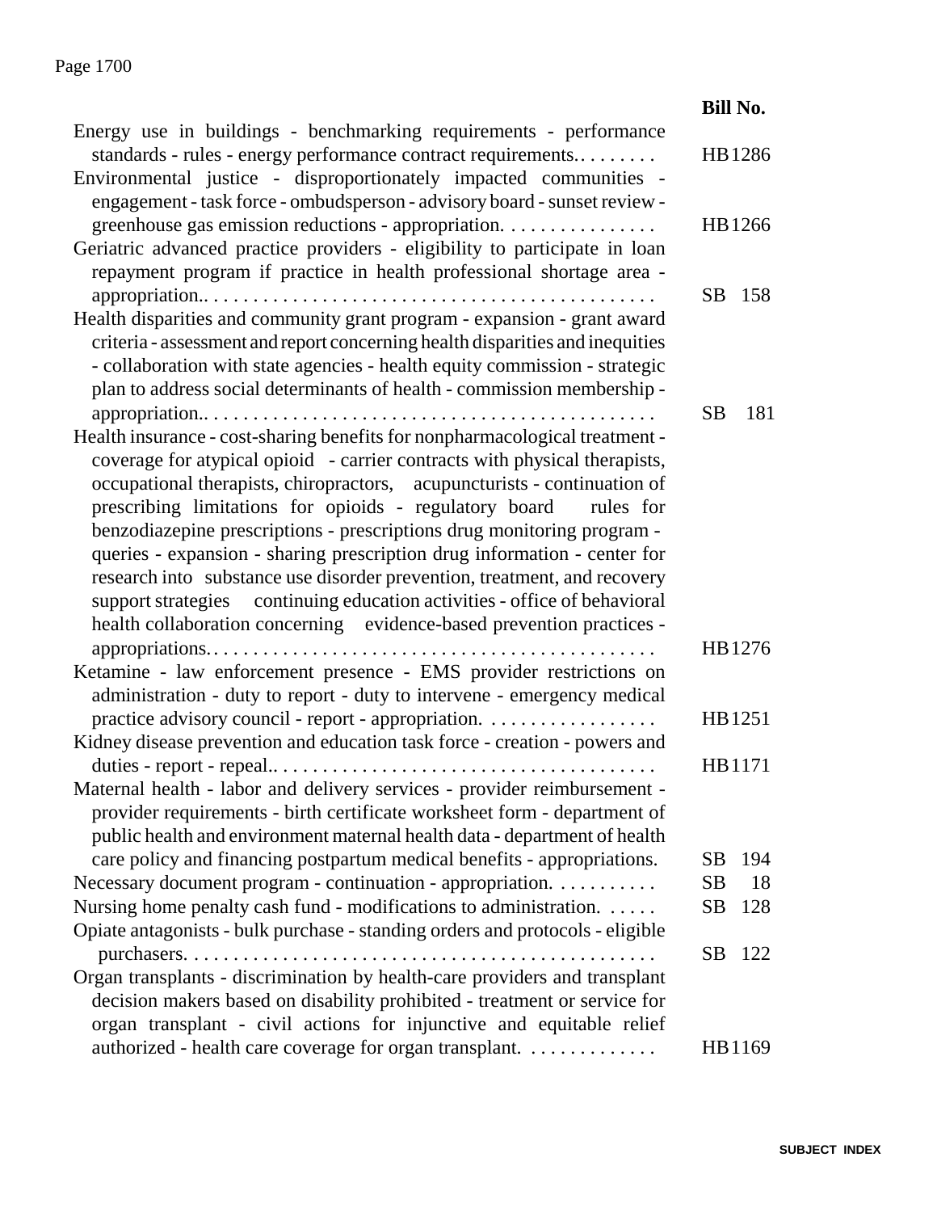| | Bill No. |
|---|---|
| Energy use in buildings - benchmarking requirements - performance standards - rules - energy performance contract requirements.. . . . . . . . | HB 1286 |
| Environmental justice - disproportionately impacted communities - engagement - task force - ombudsperson - advisory board - sunset review - greenhouse gas emission reductions - appropriation. . . . . . . . . . . . . . . . | HB 1266 |
| Geriatric advanced practice providers - eligibility to participate in loan repayment program if practice in health professional shortage area - appropriation.. . . . . . . . . . . . . . . . . . . . . . . . . . . . . . . . . . . . . . . . . . . . . | SB 158 |
| Health disparities and community grant program - expansion - grant award criteria - assessment and report concerning health disparities and inequities - collaboration with state agencies - health equity commission - strategic plan to address social determinants of health - commission membership - appropriation.. . . . . . . . . . . . . . . . . . . . . . . . . . . . . . . . . . . . . . . . . . . . . | SB 181 |
| Health insurance - cost-sharing benefits for nonpharmacological treatment - coverage for atypical opioid - carrier contracts with physical therapists, occupational therapists, chiropractors, acupuncturists - continuation of prescribing limitations for opioids - regulatory board rules for benzodiazepine prescriptions - prescriptions drug monitoring program - queries - expansion - sharing prescription drug information - center for research into substance use disorder prevention, treatment, and recovery support strategies continuing education activities - office of behavioral health collaboration concerning evidence-based prevention practices - appropriations. . . . . . . . . . . . . . . . . . . . . . . . . . . . . . . . . . . . . . . . . . . . . | HB 1276 |
| Ketamine - law enforcement presence - EMS provider restrictions on administration - duty to report - duty to intervene - emergency medical practice advisory council - report - appropriation. . . . . . . . . . . . . . . . . . | HB 1251 |
| Kidney disease prevention and education task force - creation - powers and duties - report - repeal.. . . . . . . . . . . . . . . . . . . . . . . . . . . . . . . . . . . . . . . | HB 1171 |
| Maternal health - labor and delivery services - provider reimbursement - provider requirements - birth certificate worksheet form - department of public health and environment maternal health data - department of health care policy and financing postpartum medical benefits - appropriations. | SB 194 |
| Necessary document program - continuation - appropriation. . . . . . . . . . . | SB 18 |
| Nursing home penalty cash fund - modifications to administration. . . . . . | SB 128 |
| Opiate antagonists - bulk purchase - standing orders and protocols - eligible purchasers. . . . . . . . . . . . . . . . . . . . . . . . . . . . . . . . . . . . . . . . . . . . . . . | SB 122 |
| Organ transplants - discrimination by health-care providers and transplant decision makers based on disability prohibited - treatment or service for organ transplant - civil actions for injunctive and equitable relief authorized - health care coverage for organ transplant. . . . . . . . . . . . . | HB 1169 |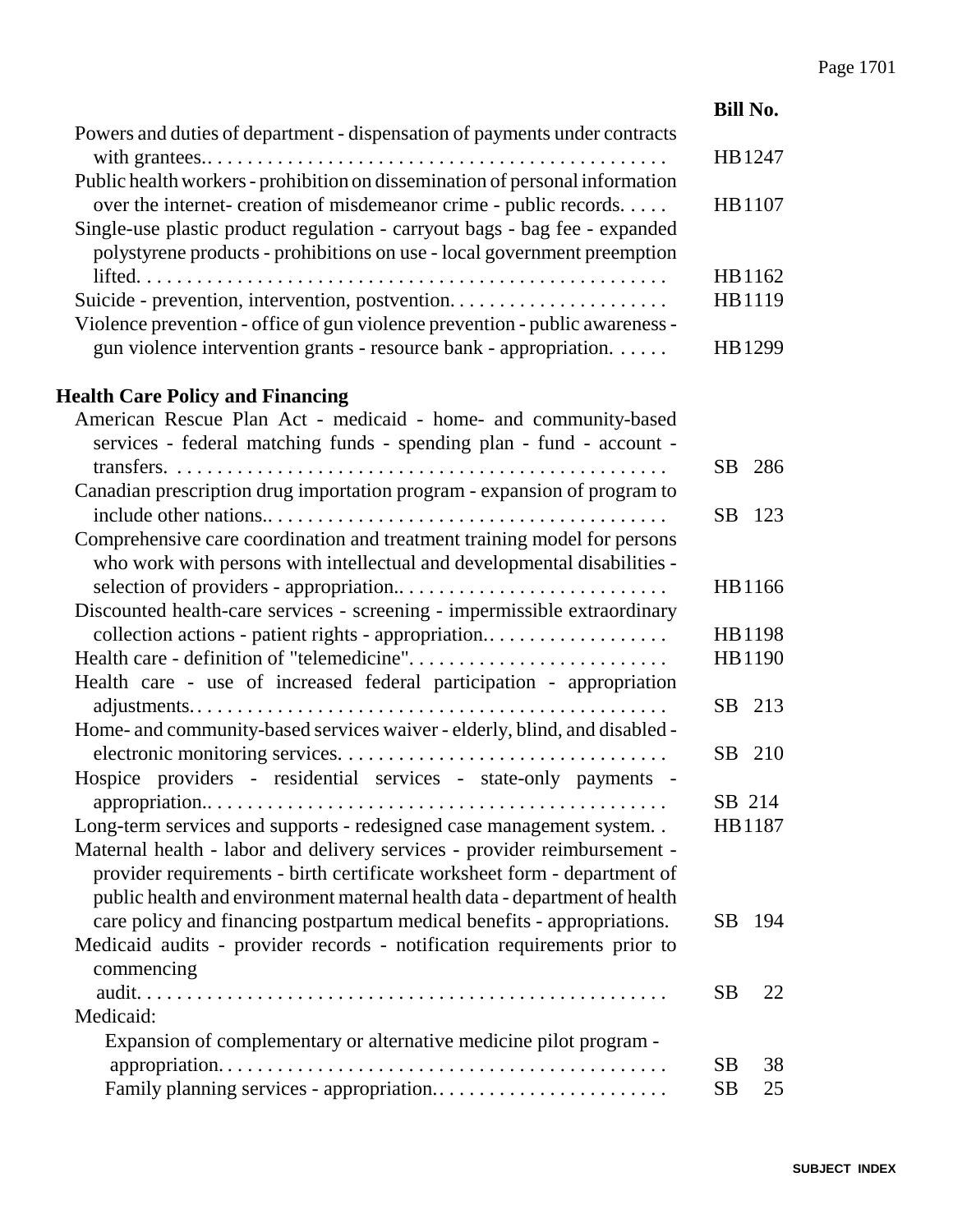| | Bill No. |
|---|---|
| Powers and duties of department - dispensation of payments under contracts with grantees. | HB1247 |
| Public health workers - prohibition on dissemination of personal information over the internet- creation of misdemeanor crime - public records. | HB1107 |
| Single-use plastic product regulation - carryout bags - bag fee - expanded polystyrene products - prohibitions on use - local government preemption lifted. | HB1162 |
| Suicide - prevention, intervention, postvention. | HB1119 |
| Violence prevention - office of gun violence prevention - public awareness - gun violence intervention grants - resource bank - appropriation. | HB1299 |

## Health Care Policy and Financing

| | Bill No. |
|---|---|
| American Rescue Plan Act - medicaid - home- and community-based services - federal matching funds - spending plan - fund - account - transfers. | SB 286 |
| Canadian prescription drug importation program - expansion of program to include other nations. | SB 123 |
| Comprehensive care coordination and treatment training model for persons who work with persons with intellectual and developmental disabilities - selection of providers - appropriation. | HB1166 |
| Discounted health-care services - screening - impermissible extraordinary collection actions - patient rights - appropriation. | HB1198 |
| Health care - definition of "telemedicine". | HB1190 |
| Health care - use of increased federal participation - appropriation adjustments. | SB 213 |
| Home- and community-based services waiver - elderly, blind, and disabled - electronic monitoring services. | SB 210 |
| Hospice providers - residential services - state-only payments - appropriation. | SB 214 |
| Long-term services and supports - redesigned case management system. | HB1187 |
| Maternal health - labor and delivery services - provider reimbursement - provider requirements - birth certificate worksheet form - department of public health and environment maternal health data - department of health care policy and financing postpartum medical benefits - appropriations. | SB 194 |
| Medicaid audits - provider records - notification requirements prior to commencing audit. | SB 22 |
| Medicaid: | |
| Expansion of complementary or alternative medicine pilot program - appropriation. | SB 38 |
| Family planning services - appropriation. | SB 25 |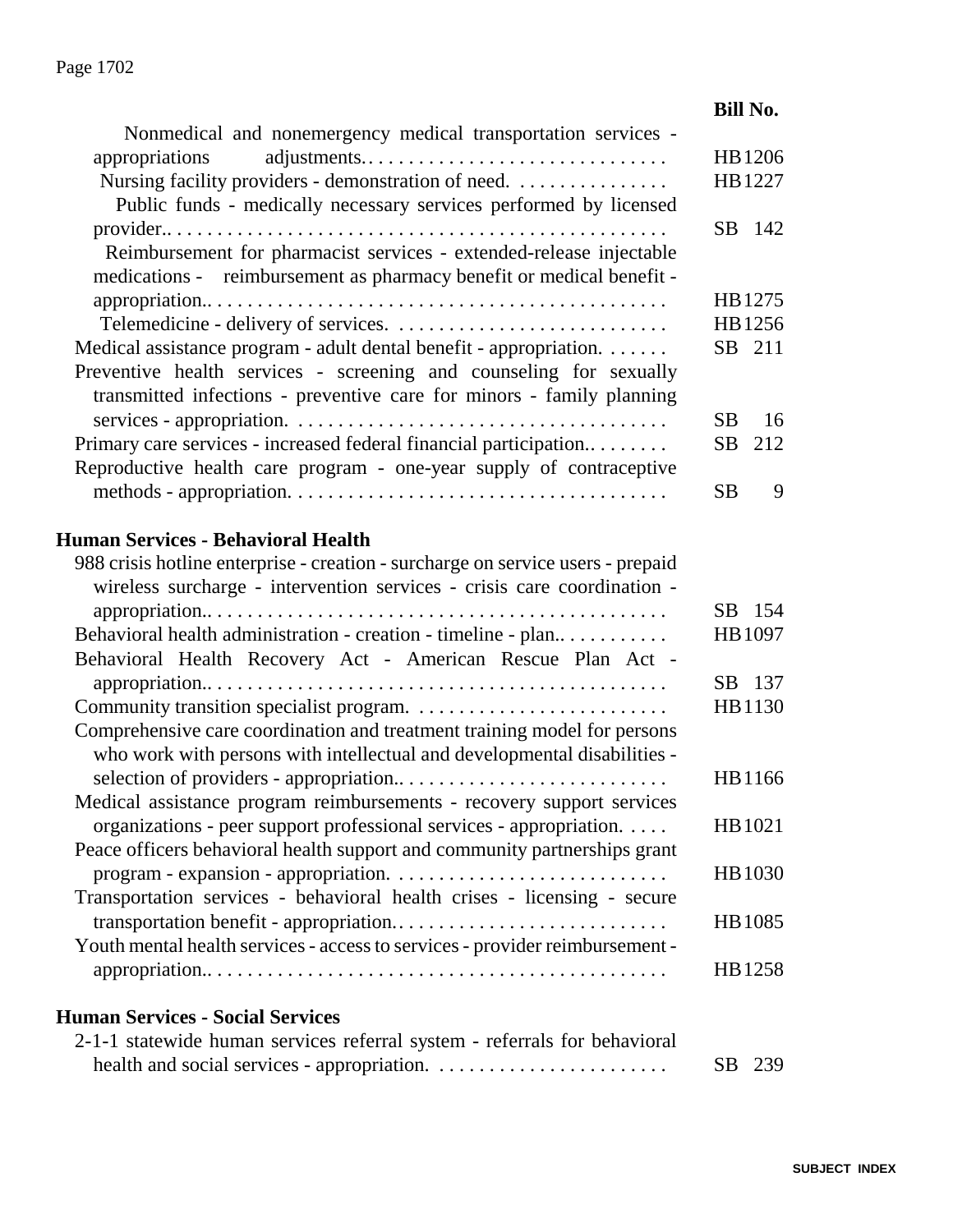| | Bill No. |
|---|---|
| Nonmedical and nonemergency medical transportation services - appropriations adjustments. | HB1206 |
| Nursing facility providers - demonstration of need. | HB1227 |
| Public funds - medically necessary services performed by licensed provider. | SB 142 |
| Reimbursement for pharmacist services - extended-release injectable medications - reimbursement as pharmacy benefit or medical benefit - appropriation. | HB1275 |
| Telemedicine - delivery of services. | HB1256 |
| Medical assistance program - adult dental benefit - appropriation. | SB 211 |
| Preventive health services - screening and counseling for sexually transmitted infections - preventive care for minors - family planning services - appropriation. | SB 16 |
| Primary care services - increased federal financial participation. | SB 212 |
| Reproductive health care program - one-year supply of contraceptive methods - appropriation. | SB 9 |

## Human Services - Behavioral Health

| | Bill No. |
|---|---|
| 988 crisis hotline enterprise - creation - surcharge on service users - prepaid wireless surcharge - intervention services - crisis care coordination - appropriation. | SB 154 |
| Behavioral health administration - creation - timeline - plan. | HB1097 |
| Behavioral Health Recovery Act - American Rescue Plan Act - appropriation. | SB 137 |
| Community transition specialist program. | HB1130 |
| Comprehensive care coordination and treatment training model for persons who work with persons with intellectual and developmental disabilities - selection of providers - appropriation. | HB1166 |
| Medical assistance program reimbursements - recovery support services organizations - peer support professional services - appropriation. | HB1021 |
| Peace officers behavioral health support and community partnerships grant program - expansion - appropriation. | HB1030 |
| Transportation services - behavioral health crises - licensing - secure transportation benefit - appropriation. | HB1085 |
| Youth mental health services - access to services - provider reimbursement - appropriation. | HB1258 |

## Human Services - Social Services

| | Bill No. |
|---|---|
| 2-1-1 statewide human services referral system - referrals for behavioral health and social services - appropriation. | SB 239 |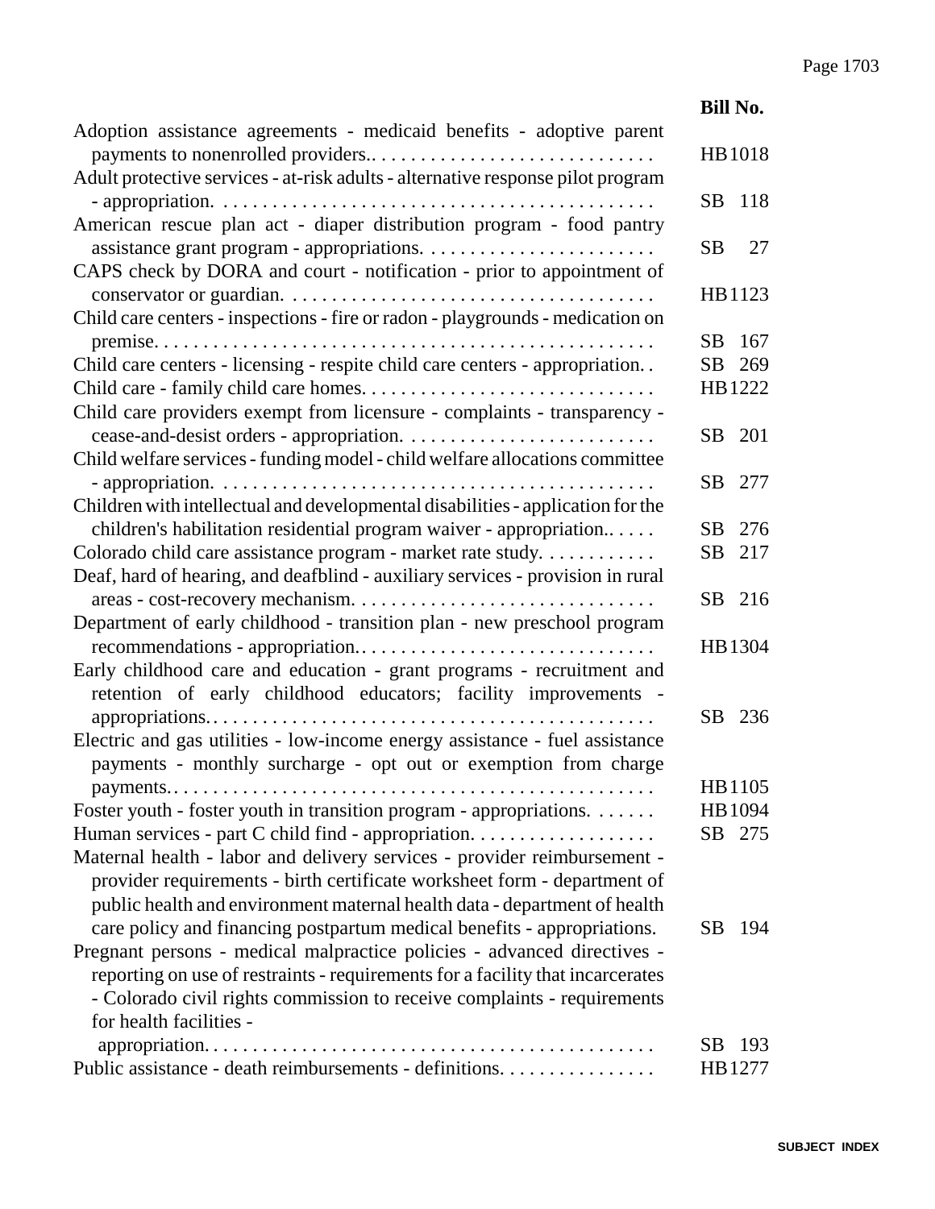| | Bill No. |
|---|---|
| Adoption assistance agreements - medicaid benefits - adoptive parent payments to nonenrolled providers. | HB1018 |
| Adult protective services - at-risk adults - alternative response pilot program - appropriation. | SB 118 |
| American rescue plan act - diaper distribution program - food pantry assistance grant program - appropriations. | SB 27 |
| CAPS check by DORA and court - notification - prior to appointment of conservator or guardian. | HB1123 |
| Child care centers - inspections - fire or radon - playgrounds - medication on premise. | SB 167 |
| Child care centers - licensing - respite child care centers - appropriation. | SB 269 |
| Child care - family child care homes. | HB1222 |
| Child care providers exempt from licensure - complaints - transparency - cease-and-desist orders - appropriation. | SB 201 |
| Child welfare services - funding model - child welfare allocations committee - appropriation. | SB 277 |
| Children with intellectual and developmental disabilities - application for the children's habilitation residential program waiver - appropriation. | SB 276 |
| Colorado child care assistance program - market rate study. | SB 217 |
| Deaf, hard of hearing, and deafblind - auxiliary services - provision in rural areas - cost-recovery mechanism. | SB 216 |
| Department of early childhood - transition plan - new preschool program recommendations - appropriation. | HB1304 |
| Early childhood care and education - grant programs - recruitment and retention of early childhood educators; facility improvements - appropriations. | SB 236 |
| Electric and gas utilities - low-income energy assistance - fuel assistance payments - monthly surcharge - opt out or exemption from charge payments. | HB1105 |
| Foster youth - foster youth in transition program - appropriations. | HB1094 |
| Human services - part C child find - appropriation. | SB 275 |
| Maternal health - labor and delivery services - provider reimbursement - provider requirements - birth certificate worksheet form - department of public health and environment maternal health data - department of health care policy and financing postpartum medical benefits - appropriations. | SB 194 |
| Pregnant persons - medical malpractice policies - advanced directives - reporting on use of restraints - requirements for a facility that incarcerates - Colorado civil rights commission to receive complaints - requirements for health facilities - appropriation. | SB 193 |
| Public assistance - death reimbursements - definitions. | HB1277 |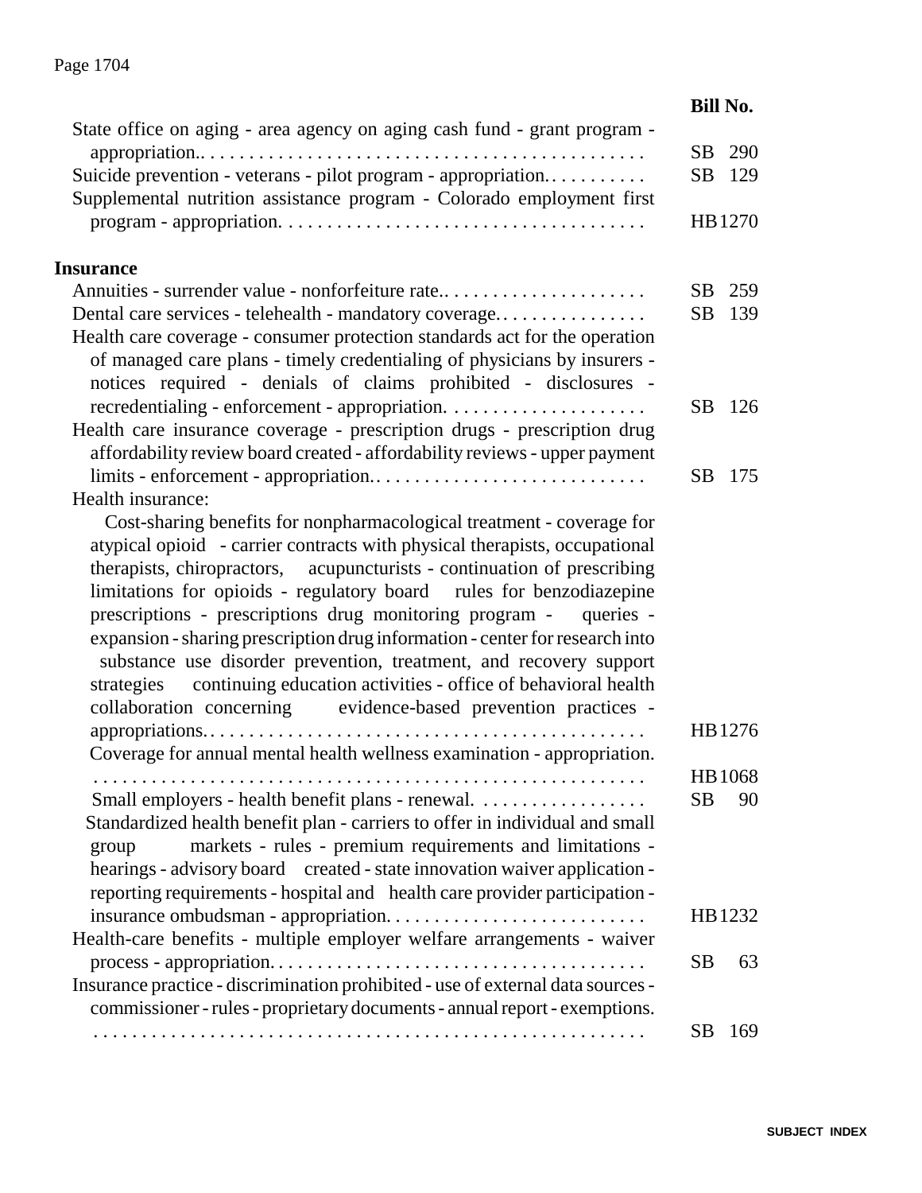| | Bill No. |
|---|---|
| State office on aging - area agency on aging cash fund - grant program - appropriation. | SB 290 |
| Suicide prevention - veterans - pilot program - appropriation. | SB 129 |
| Supplemental nutrition assistance program - Colorado employment first program - appropriation. | HB1270 |

## Insurance

| | |
|---|---|
| Annuities - surrender value - nonforfeiture rate. | SB 259 |
| Dental care services - telehealth - mandatory coverage. | SB 139 |
| Health care coverage - consumer protection standards act for the operation of managed care plans - timely credentialing of physicians by insurers - notices required - denials of claims prohibited - disclosures - recredentialing - enforcement - appropriation. | SB 126 |
| Health care insurance coverage - prescription drugs - prescription drug affordability review board created - affordability reviews - upper payment limits - enforcement - appropriation. | SB 175 |
| Health insurance: | |
| Cost-sharing benefits for nonpharmacological treatment - coverage for atypical opioid - carrier contracts with physical therapists, occupational therapists, chiropractors, acupuncturists - continuation of prescribing limitations for opioids - regulatory board rules for benzodiazepine prescriptions - prescriptions drug monitoring program - queries - expansion - sharing prescription drug information - center for research into substance use disorder prevention, treatment, and recovery support strategies continuing education activities - office of behavioral health collaboration concerning evidence-based prevention practices - appropriations. | HB1276 |
| Coverage for annual mental health wellness examination - appropriation. | HB1068 |
| Small employers - health benefit plans - renewal. | SB 90 |
| Standardized health benefit plan - carriers to offer in individual and small group markets - rules - premium requirements and limitations - hearings - advisory board created - state innovation waiver application - reporting requirements - hospital and health care provider participation - insurance ombudsman - appropriation. | HB1232 |
| Health-care benefits - multiple employer welfare arrangements - waiver process - appropriation. | SB 63 |
| Insurance practice - discrimination prohibited - use of external data sources - commissioner - rules - proprietary documents - annual report - exemptions. | SB 169 |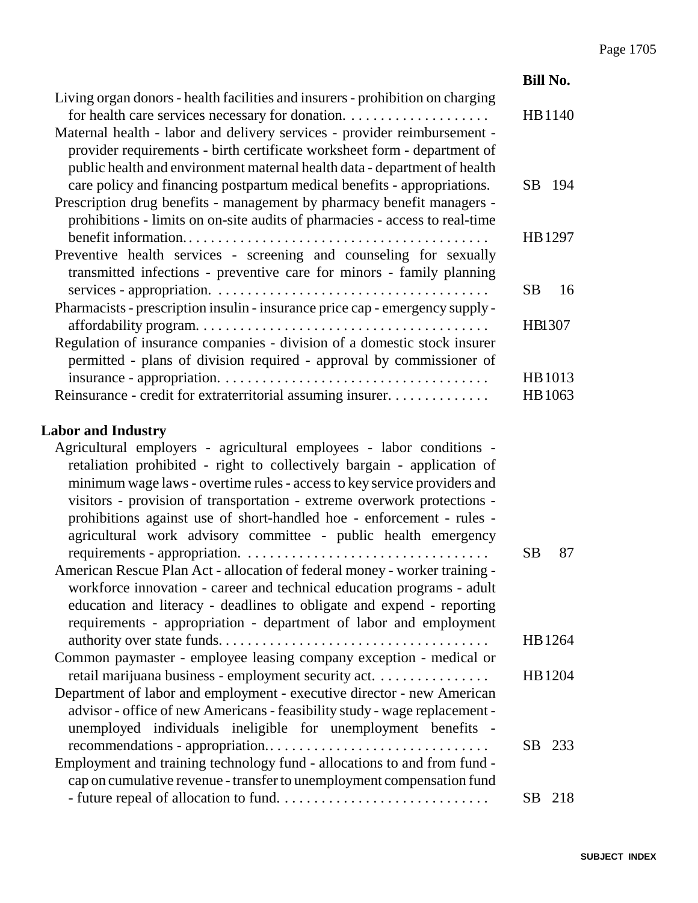| | Bill No. |
|---|---|
| Living organ donors - health facilities and insurers - prohibition on charging for health care services necessary for donation. | HB 1140 |
| Maternal health - labor and delivery services - provider reimbursement - provider requirements - birth certificate worksheet form - department of public health and environment maternal health data - department of health care policy and financing postpartum medical benefits - appropriations. | SB 194 |
| Prescription drug benefits - management by pharmacy benefit managers - prohibitions - limits on on-site audits of pharmacies - access to real-time benefit information. | HB 1297 |
| Preventive health services - screening and counseling for sexually transmitted infections - preventive care for minors - family planning services - appropriation. | SB 16 |
| Pharmacists - prescription insulin - insurance price cap - emergency supply - affordability program. | HB 1307 |
| Regulation of insurance companies - division of a domestic stock insurer permitted - plans of division required - approval by commissioner of insurance - appropriation. | HB 1013 |
| Reinsurance - credit for extraterritorial assuming insurer. | HB 1063 |

## Labor and Industry

| | Bill No. |
|---|---|
| Agricultural employers - agricultural employees - labor conditions - retaliation prohibited - right to collectively bargain - application of minimum wage laws - overtime rules - access to key service providers and visitors - provision of transportation - extreme overwork protections - prohibitions against use of short-handled hoe - enforcement - rules - agricultural work advisory committee - public health emergency requirements - appropriation. | SB 87 |
| American Rescue Plan Act - allocation of federal money - worker training - workforce innovation - career and technical education programs - adult education and literacy - deadlines to obligate and expend - reporting requirements - appropriation - department of labor and employment authority over state funds. | HB 1264 |
| Common paymaster - employee leasing company exception - medical or retail marijuana business - employment security act. | HB 1204 |
| Department of labor and employment - executive director - new American advisor - office of new Americans - feasibility study - wage replacement - unemployed individuals ineligible for unemployment benefits - recommendations - appropriation. | SB 233 |
| Employment and training technology fund - allocations to and from fund - cap on cumulative revenue - transfer to unemployment compensation fund - future repeal of allocation to fund. | SB 218 |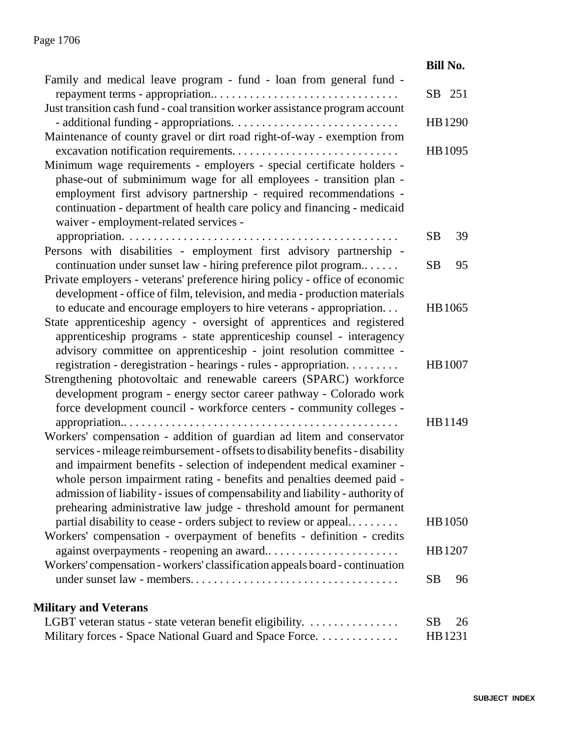| | Bill No. |
|---|---|
| Family and medical leave program - fund - loan from general fund - repayment terms - appropriation.. | SB 251 |
| Just transition cash fund - coal transition worker assistance program account - additional funding - appropriations. | HB1290 |
| Maintenance of county gravel or dirt road right-of-way - exemption from excavation notification requirements. | HB1095 |
| Minimum wage requirements - employers - special certificate holders - phase-out of subminimum wage for all employees - transition plan - employment first advisory partnership - required recommendations - continuation - department of health care policy and financing - medicaid waiver - employment-related services - appropriation. | SB 39 |
| Persons with disabilities - employment first advisory partnership - continuation under sunset law - hiring preference pilot program.. | SB 95 |
| Private employers - veterans' preference hiring policy - office of economic development - office of film, television, and media - production materials to educate and encourage employers to hire veterans - appropriation. | HB1065 |
| State apprenticeship agency - oversight of apprentices and registered apprenticeship programs - state apprenticeship counsel - interagency advisory committee on apprenticeship - joint resolution committee - registration - deregistration - hearings - rules - appropriation. | HB1007 |
| Strengthening photovoltaic and renewable careers (SPARC) workforce development program - energy sector career pathway - Colorado work force development council - workforce centers - community colleges - appropriation.. | HB1149 |
| Workers' compensation - addition of guardian ad litem and conservator services - mileage reimbursement - offsets to disability benefits - disability and impairment benefits - selection of independent medical examiner - whole person impairment rating - benefits and penalties deemed paid - admission of liability - issues of compensability and liability - authority of prehearing administrative law judge - threshold amount for permanent partial disability to cease - orders subject to review or appeal. | HB1050 |
| Workers' compensation - overpayment of benefits - definition - credits against overpayments - reopening an award.. | HB1207 |
| Workers' compensation - workers' classification appeals board - continuation under sunset law - members. | SB 96 |

## Military and Veterans

| | |
|---|---|
| LGBT veteran status - state veteran benefit eligibility. | SB 26 |
| Military forces - Space National Guard and Space Force. | HB1231 |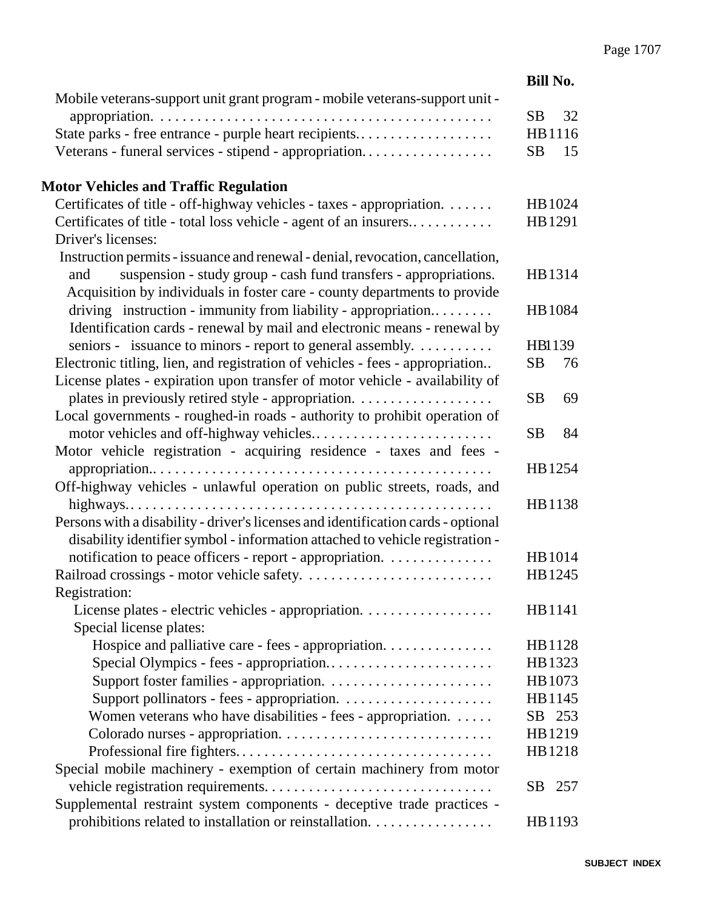| | Bill No. |
|---|---|
| Mobile veterans-support unit grant program - mobile veterans-support unit - appropriation. | SB 32 |
| State parks - free entrance - purple heart recipients. | HB1116 |
| Veterans - funeral services - stipend - appropriation. | SB 15 |

## Motor Vehicles and Traffic Regulation

| | |
|---|---|
| Certificates of title - off-highway vehicles - taxes - appropriation. | HB1024 |
| Certificates of title - total loss vehicle - agent of an insurers. | HB1291 |
| Driver's licenses: | |
| Instruction permits - issuance and renewal - denial, revocation, cancellation, and suspension - study group - cash fund transfers - appropriations. | HB1314 |
| Acquisition by individuals in foster care - county departments to provide driving instruction - immunity from liability - appropriation. | HB1084 |
| Identification cards - renewal by mail and electronic means - renewal by seniors - issuance to minors - report to general assembly. | HB1139 |
| Electronic titling, lien, and registration of vehicles - fees - appropriation. | SB 76 |
| License plates - expiration upon transfer of motor vehicle - availability of plates in previously retired style - appropriation. | SB 69 |
| Local governments - roughed-in roads - authority to prohibit operation of motor vehicles and off-highway vehicles. | SB 84 |
| Motor vehicle registration - acquiring residence - taxes and fees - appropriation. | HB1254 |
| Off-highway vehicles - unlawful operation on public streets, roads, and highways. | HB1138 |
| Persons with a disability - driver's licenses and identification cards - optional disability identifier symbol - information attached to vehicle registration - notification to peace officers - report - appropriation. | HB1014 |
| Railroad crossings - motor vehicle safety. | HB1245 |
| Registration: | |
| License plates - electric vehicles - appropriation. | HB1141 |
| Special license plates: | |
| Hospice and palliative care - fees - appropriation. | HB1128 |
| Special Olympics - fees - appropriation. | HB1323 |
| Support foster families - appropriation. | HB1073 |
| Support pollinators - fees - appropriation. | HB1145 |
| Women veterans who have disabilities - fees - appropriation. | SB 253 |
| Colorado nurses - appropriation. | HB1219 |
| Professional fire fighters. | HB1218 |
| Special mobile machinery - exemption of certain machinery from motor vehicle registration requirements. | SB 257 |
| Supplemental restraint system components - deceptive trade practices - prohibitions related to installation or reinstallation. | HB1193 |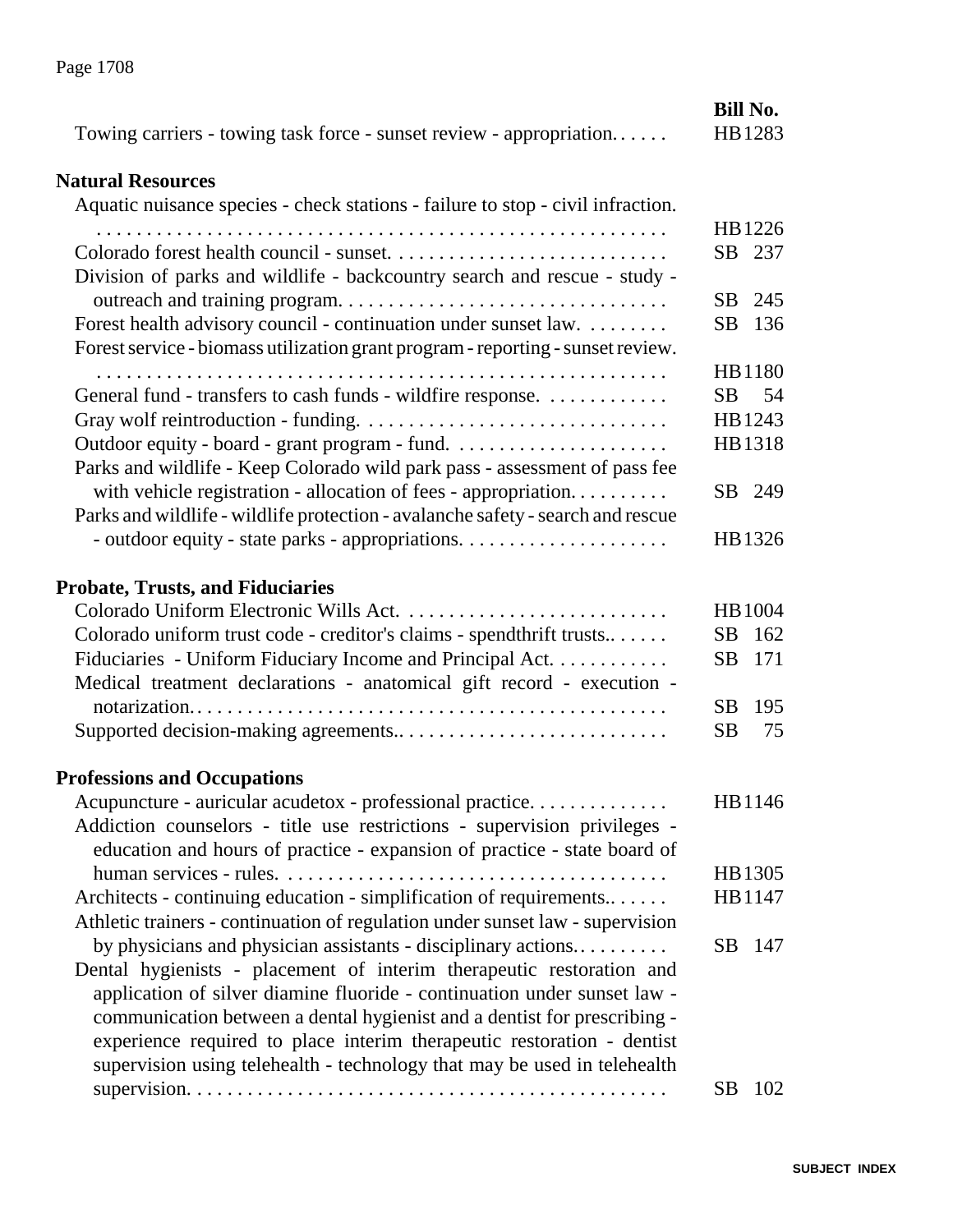| | Bill No. |
|---|---|
| Towing carriers - towing task force - sunset review - appropriation. | HB1283 |

**Natural Resources**

| | |
|---|---|
| Aquatic nuisance species - check stations - failure to stop - civil infraction. | HB1226 |
| Colorado forest health council - sunset. | SB 237 |
| Division of parks and wildlife - backcountry search and rescue - study - outreach and training program. | SB 245 |
| Forest health advisory council - continuation under sunset law. | SB 136 |
| Forest service - biomass utilization grant program - reporting - sunset review. | HB1180 |
| General fund - transfers to cash funds - wildfire response. | SB 54 |
| Gray wolf reintroduction - funding. | HB1243 |
| Outdoor equity - board - grant program - fund. | HB1318 |
| Parks and wildlife - Keep Colorado wild park pass - assessment of pass fee with vehicle registration - allocation of fees - appropriation. | SB 249 |
| Parks and wildlife - wildlife protection - avalanche safety - search and rescue - outdoor equity - state parks - appropriations. | HB1326 |

**Probate, Trusts, and Fiduciaries**

| | |
|---|---|
| Colorado Uniform Electronic Wills Act. | HB1004 |
| Colorado uniform trust code - creditor's claims - spendthrift trusts.. | SB 162 |
| Fiduciaries - Uniform Fiduciary Income and Principal Act. | SB 171 |
| Medical treatment declarations - anatomical gift record - execution - notarization. | SB 195 |
| Supported decision-making agreements.. | SB 75 |

**Professions and Occupations**

| | |
|---|---|
| Acupuncture - auricular acudetox - professional practice. | HB1146 |
| Addiction counselors - title use restrictions - supervision privileges - education and hours of practice - expansion of practice - state board of human services - rules. | HB1305 |
| Architects - continuing education - simplification of requirements.. | HB1147 |
| Athletic trainers - continuation of regulation under sunset law - supervision by physicians and physician assistants - disciplinary actions.. | SB 147 |
| Dental hygienists - placement of interim therapeutic restoration and application of silver diamine fluoride - continuation under sunset law - communication between a dental hygienist and a dentist for prescribing - experience required to place interim therapeutic restoration - dentist supervision using telehealth - technology that may be used in telehealth supervision. | SB 102 |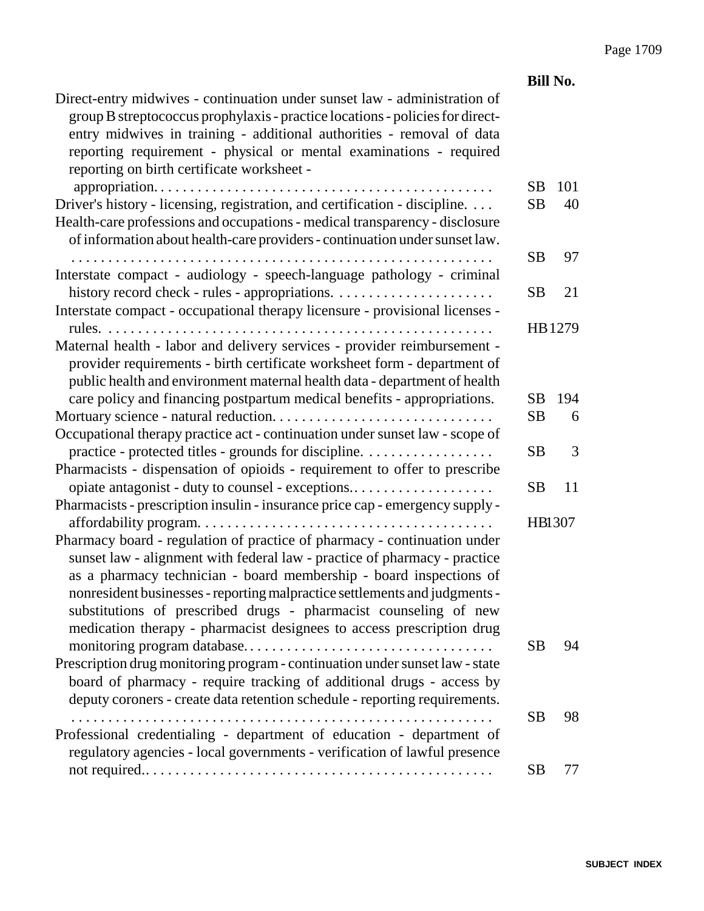| | Bill No. |
|---|---|
| Direct-entry midwives - continuation under sunset law - administration of group B streptococcus prophylaxis - practice locations - policies for direct-entry midwives in training - additional authorities - removal of data reporting requirement - physical or mental examinations - required reporting on birth certificate worksheet - appropriation. | SB 101 |
| Driver's history - licensing, registration, and certification - discipline. | SB 40 |
| Health-care professions and occupations - medical transparency - disclosure of information about health-care providers - continuation under sunset law. | SB 97 |
| Interstate compact - audiology - speech-language pathology - criminal history record check - rules - appropriations. | SB 21 |
| Interstate compact - occupational therapy licensure - provisional licenses - rules. | HB 1279 |
| Maternal health - labor and delivery services - provider reimbursement - provider requirements - birth certificate worksheet form - department of public health and environment maternal health data - department of health care policy and financing postpartum medical benefits - appropriations. | SB 194 |
| Mortuary science - natural reduction. | SB 6 |
| Occupational therapy practice act - continuation under sunset law - scope of practice - protected titles - grounds for discipline. | SB 3 |
| Pharmacists - dispensation of opioids - requirement to offer to prescribe opiate antagonist - duty to counsel - exceptions. | SB 11 |
| Pharmacists - prescription insulin - insurance price cap - emergency supply - affordability program. | HB 1307 |
| Pharmacy board - regulation of practice of pharmacy - continuation under sunset law - alignment with federal law - practice of pharmacy - practice as a pharmacy technician - board membership - board inspections of nonresident businesses - reporting malpractice settlements and judgments - substitutions of prescribed drugs - pharmacist counseling of new medication therapy - pharmacist designees to access prescription drug monitoring program database. | SB 94 |
| Prescription drug monitoring program - continuation under sunset law - state board of pharmacy - require tracking of additional drugs - access by deputy coroners - create data retention schedule - reporting requirements. | SB 98 |
| Professional credentialing - department of education - department of regulatory agencies - local governments - verification of lawful presence not required. | SB 77 |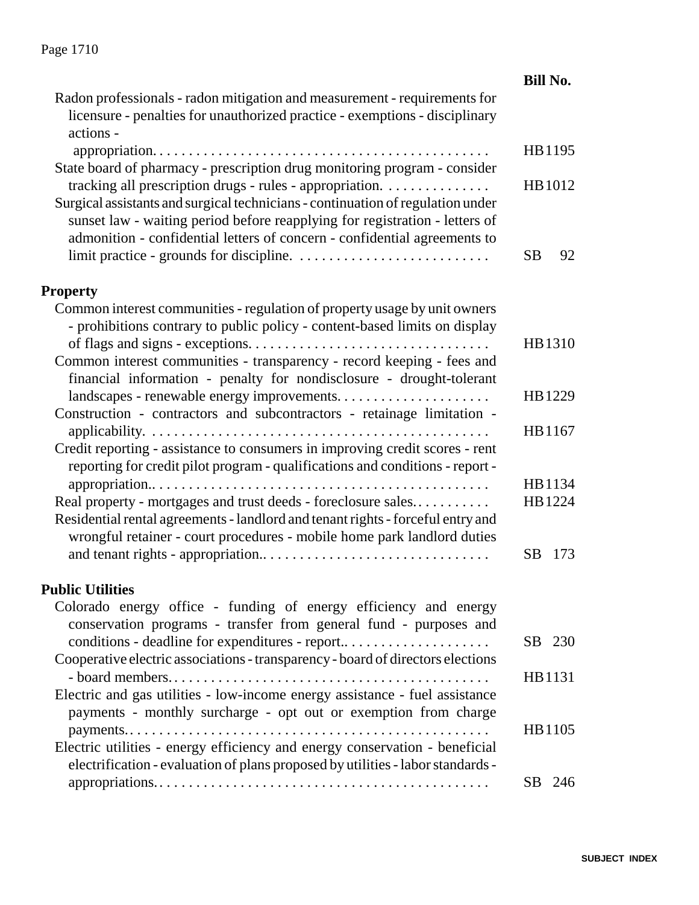| | Bill No. |
|---|---|
| Radon professionals - radon mitigation and measurement - requirements for licensure - penalties for unauthorized practice - exemptions - disciplinary actions - appropriation. | HB1195 |
| State board of pharmacy - prescription drug monitoring program - consider tracking all prescription drugs - rules - appropriation. | HB1012 |
| Surgical assistants and surgical technicians - continuation of regulation under sunset law - waiting period before reapplying for registration - letters of admonition - confidential letters of concern - confidential agreements to limit practice - grounds for discipline. | SB 92 |

## Property

| | |
|---|---|
| Common interest communities - regulation of property usage by unit owners - prohibitions contrary to public policy - content-based limits on display of flags and signs - exceptions. | HB1310 |
| Common interest communities - transparency - record keeping - fees and financial information - penalty for nondisclosure - drought-tolerant landscapes - renewable energy improvements. | HB1229 |
| Construction - contractors and subcontractors - retainage limitation - applicability. | HB1167 |
| Credit reporting - assistance to consumers in improving credit scores - rent reporting for credit pilot program - qualifications and conditions - report - appropriation.. | HB1134 |
| Real property - mortgages and trust deeds - foreclosure sales. | HB1224 |
| Residential rental agreements - landlord and tenant rights - forceful entry and wrongful retainer - court procedures - mobile home park landlord duties and tenant rights - appropriation.. | SB 173 |

## Public Utilities

| | |
|---|---|
| Colorado energy office - funding of energy efficiency and energy conservation programs - transfer from general fund - purposes and conditions - deadline for expenditures - report.. | SB 230 |
| Cooperative electric associations - transparency - board of directors elections - board members. | HB1131 |
| Electric and gas utilities - low-income energy assistance - fuel assistance payments - monthly surcharge - opt out or exemption from charge payments. | HB1105 |
| Electric utilities - energy efficiency and energy conservation - beneficial electrification - evaluation of plans proposed by utilities - labor standards - appropriations. | SB 246 |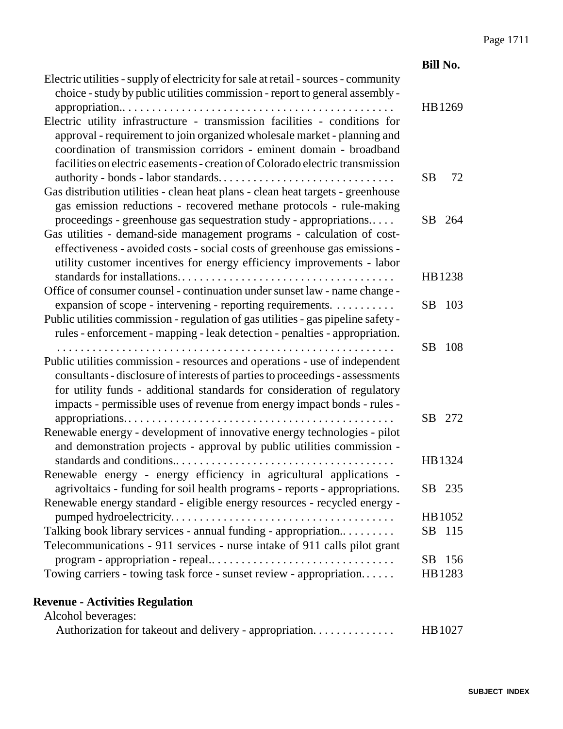| | Bill No. |
|---|---|
| Electric utilities - supply of electricity for sale at retail - sources - community choice - study by public utilities commission - report to general assembly - appropriation.. | HB1269 |
| Electric utility infrastructure - transmission facilities - conditions for approval - requirement to join organized wholesale market - planning and coordination of transmission corridors - eminent domain - broadband facilities on electric easements - creation of Colorado electric transmission authority - bonds - labor standards. | SB 72 |
| Gas distribution utilities - clean heat plans - clean heat targets - greenhouse gas emission reductions - recovered methane protocols - rule-making proceedings - greenhouse gas sequestration study - appropriations.. | SB 264 |
| Gas utilities - demand-side management programs - calculation of cost-effectiveness - avoided costs - social costs of greenhouse gas emissions - utility customer incentives for energy efficiency improvements - labor standards for installations. | HB1238 |
| Office of consumer counsel - continuation under sunset law - name change - expansion of scope - intervening - reporting requirements. | SB 103 |
| Public utilities commission - regulation of gas utilities - gas pipeline safety - rules - enforcement - mapping - leak detection - penalties - appropriation. | SB 108 |
| Public utilities commission - resources and operations - use of independent consultants - disclosure of interests of parties to proceedings - assessments for utility funds - additional standards for consideration of regulatory impacts - permissible uses of revenue from energy impact bonds - rules - appropriations. | SB 272 |
| Renewable energy - development of innovative energy technologies - pilot and demonstration projects - approval by public utilities commission - standards and conditions.. | HB1324 |
| Renewable energy - energy efficiency in agricultural applications - agrivoltaics - funding for soil health programs - reports - appropriations. | SB 235 |
| Renewable energy standard - eligible energy resources - recycled energy - pumped hydroelectricity. | HB1052 |
| Talking book library services - annual funding - appropriation.. | SB 115 |
| Telecommunications - 911 services - nurse intake of 911 calls pilot grant program - appropriation - repeal.. | SB 156 |
| Towing carriers - towing task force - sunset review - appropriation. | HB1283 |

## Revenue - Activities Regulation

Alcohol beverages:

| | |
|---|---|
| Authorization for takeout and delivery - appropriation. | HB1027 |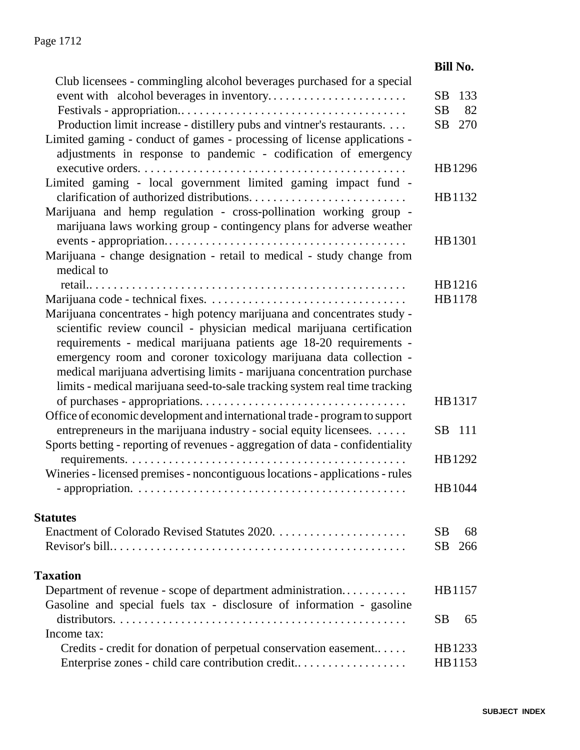| | Bill No. |
|---|---|
| Club licensees - commingling alcohol beverages purchased for a special event with alcohol beverages in inventory. | SB 133 |
| Festivals - appropriation. | SB 82 |
| Production limit increase - distillery pubs and vintner's restaurants. | SB 270 |
| Limited gaming - conduct of games - processing of license applications - adjustments in response to pandemic - codification of emergency executive orders. | HB1296 |
| Limited gaming - local government limited gaming impact fund - clarification of authorized distributions. | HB1132 |
| Marijuana and hemp regulation - cross-pollination working group - marijuana laws working group - contingency plans for adverse weather events - appropriation. | HB1301 |
| Marijuana - change designation - retail to medical - study change from medical to retail. | HB1216 |
| Marijuana code - technical fixes. | HB1178 |
| Marijuana concentrates - high potency marijuana and concentrates study - scientific review council - physician medical marijuana certification requirements - medical marijuana patients age 18-20 requirements - emergency room and coroner toxicology marijuana data collection - medical marijuana advertising limits - marijuana concentration purchase limits - medical marijuana seed-to-sale tracking system real time tracking of purchases - appropriations. | HB1317 |
| Office of economic development and international trade - program to support entrepreneurs in the marijuana industry - social equity licensees. | SB 111 |
| Sports betting - reporting of revenues - aggregation of data - confidentiality requirements. | HB1292 |
| Wineries - licensed premises - noncontiguous locations - applications - rules - appropriation. | HB1044 |

## Statutes

| | |
|---|---|
| Enactment of Colorado Revised Statutes 2020. | SB 68 |
| Revisor's bill. | SB 266 |

## Taxation

| | |
|---|---|
| Department of revenue - scope of department administration. | HB1157 |
| Gasoline and special fuels tax - disclosure of information - gasoline distributors. | SB 65 |
| Income tax: | |
| Credits - credit for donation of perpetual conservation easement. | HB1233 |
| Enterprise zones - child care contribution credit. | HB1153 |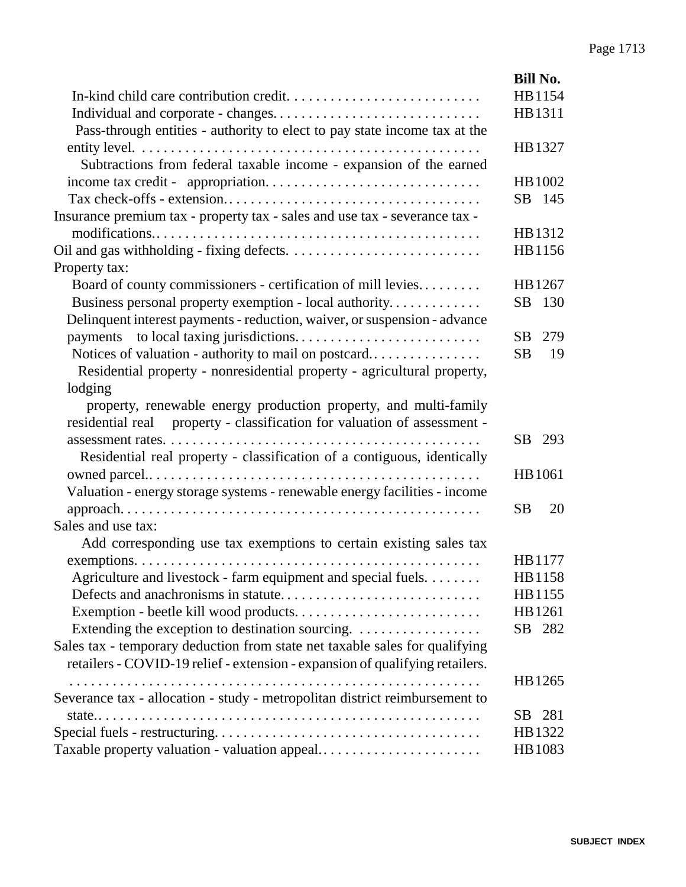| | Bill No. |
|---|---|
| In-kind child care contribution credit. | HB1154 |
| Individual and corporate - changes. | HB1311 |
| Pass-through entities - authority to elect to pay state income tax at the entity level. | HB1327 |
| Subtractions from federal taxable income - expansion of the earned income tax credit - appropriation. | HB1002 |
| Tax check-offs - extension. | SB 145 |
| Insurance premium tax - property tax - sales and use tax - severance tax - modifications. | HB1312 |
| Oil and gas withholding - fixing defects. | HB1156 |
| Property tax: | |
| Board of county commissioners - certification of mill levies. | HB1267 |
| Business personal property exemption - local authority. | SB 130 |
| Delinquent interest payments - reduction, waiver, or suspension - advance payments to local taxing jurisdictions. | SB 279 |
| Notices of valuation - authority to mail on postcard. | SB 19 |
| Residential property - nonresidential property - agricultural property, lodging property, renewable energy production property, and multi-family residential real property - classification for valuation of assessment - assessment rates. | SB 293 |
| Residential real property - classification of a contiguous, identically owned parcel.. | HB1061 |
| Valuation - energy storage systems - renewable energy facilities - income approach. | SB 20 |
| Sales and use tax: | |
| Add corresponding use tax exemptions to certain existing sales tax exemptions. | HB1177 |
| Agriculture and livestock - farm equipment and special fuels. | HB1158 |
| Defects and anachronisms in statute. | HB1155 |
| Exemption - beetle kill wood products. | HB1261 |
| Extending the exception to destination sourcing. | SB 282 |
| Sales tax - temporary deduction from state net taxable sales for qualifying retailers - COVID-19 relief - extension - expansion of qualifying retailers. | HB1265 |
| Severance tax - allocation - study - metropolitan district reimbursement to state. | SB 281 |
| Special fuels - restructuring. | HB1322 |
| Taxable property valuation - valuation appeal. | HB1083 |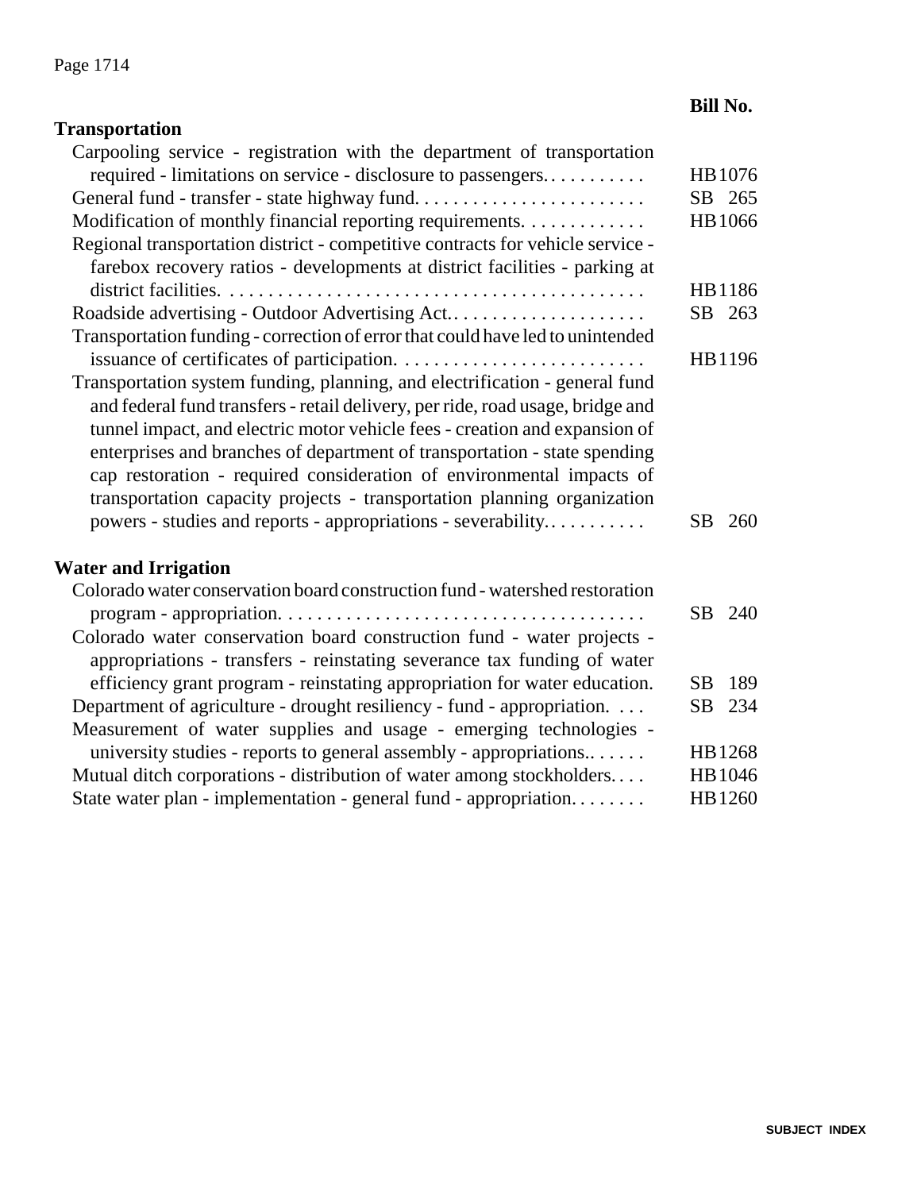| | Bill No. |
|---|---|
| **Transportation** | |
| Carpooling service - registration with the department of transportation required - limitations on service - disclosure to passengers. . . . . . . . . . . | HB 1076 |
| General fund - transfer - state highway fund. . . . . . . . . . . . . . . . . . . . . . . . | SB 265 |
| Modification of monthly financial reporting requirements. . . . . . . . . . . . . | HB 1066 |
| Regional transportation district - competitive contracts for vehicle service - farebox recovery ratios - developments at district facilities - parking at district facilities. . . . . . . . . . . . . . . . . . . . . . . . . . . . . . . . . . . . . . . . . . . . | HB 1186 |
| Roadside advertising - Outdoor Advertising Act. . . . . . . . . . . . . . . . . . . . . | SB 263 |
| Transportation funding - correction of error that could have led to unintended issuance of certificates of participation. . . . . . . . . . . . . . . . . . . . . . . . . . | HB 1196 |
| Transportation system funding, planning, and electrification - general fund and federal fund transfers - retail delivery, per ride, road usage, bridge and tunnel impact, and electric motor vehicle fees - creation and expansion of enterprises and branches of department of transportation - state spending cap restoration - required consideration of environmental impacts of transportation capacity projects - transportation planning organization powers - studies and reports - appropriations - severability. . . . . . . . . . . | SB 260 |
| **Water and Irrigation** | |
| Colorado water conservation board construction fund - watershed restoration program - appropriation. . . . . . . . . . . . . . . . . . . . . . . . . . . . . . . . . . . . . . | SB 240 |
| Colorado water conservation board construction fund - water projects - appropriations - transfers - reinstating severance tax funding of water efficiency grant program - reinstating appropriation for water education. | SB 189 |
| Department of agriculture - drought resiliency - fund - appropriation. . . . | SB 234 |
| Measurement of water supplies and usage - emerging technologies - university studies - reports to general assembly - appropriations.. . . . . . | HB 1268 |
| Mutual ditch corporations - distribution of water among stockholders. . . . | HB 1046 |
| State water plan - implementation - general fund - appropriation. . . . . . . . | HB 1260 |